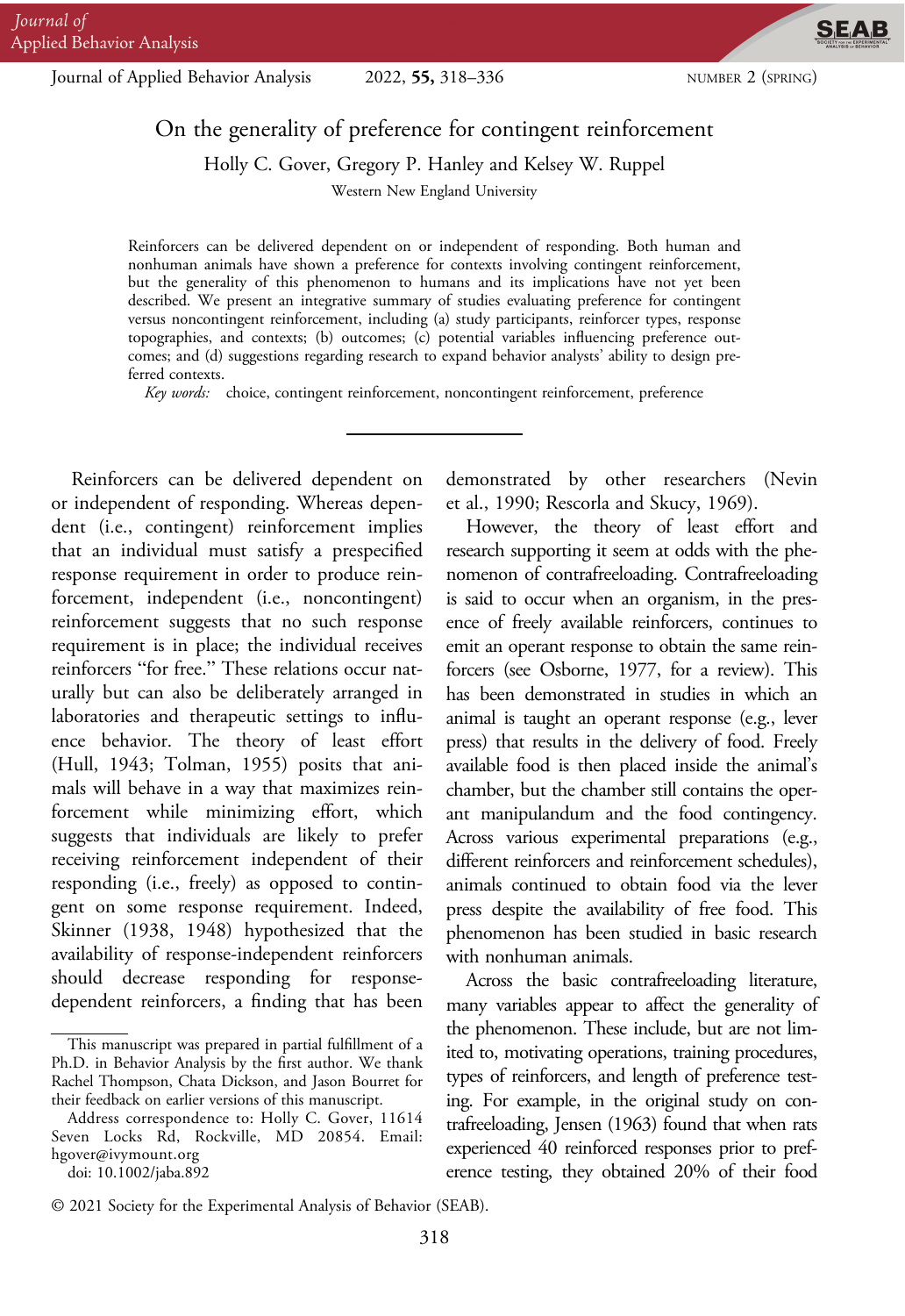# On the generality of preference for contingent reinforcement

Holly C. Gover, Gregory P. Hanley and Kelsey W. Ruppel

Western New England University

Reinforcers can be delivered dependent on or independent of responding. Both human and nonhuman animals have shown a preference for contexts involving contingent reinforcement, but the generality of this phenomenon to humans and its implications have not yet been described. We present an integrative summary of studies evaluating preference for contingent versus noncontingent reinforcement, including (a) study participants, reinforcer types, response topographies, and contexts; (b) outcomes; (c) potential variables influencing preference outcomes; and (d) suggestions regarding research to expand behavior analysts' ability to design preferred contexts.

*Key words:* choice, contingent reinforcement, noncontingent reinforcement, preference

---

Reinforcers can be delivered dependent on or independent of responding. Whereas dependent (i.e., contingent) reinforcement implies that an individual must satisfy a prespecified response requirement in order to produce reinforcement, independent (i.e., noncontingent) reinforcement suggests that no such response requirement is in place; the individual receives reinforcers "for free." These relations occur naturally but can also be deliberately arranged in laboratories and therapeutic settings to influence behavior. The theory of least effort (Hull, 1943; Tolman, 1955) posits that animals will behave in a way that maximizes reinforcement while minimizing effort, which suggests that individuals are likely to prefer receiving reinforcement independent of their responding (i.e., freely) as opposed to contingent on some response requirement. Indeed, Skinner (1938, 1948) hypothesized that the availability of response-independent reinforcers should decrease responding for response-dependent reinforcers, a finding that has been demonstrated by other researchers (Nevin et al., 1990; Rescorla and Skucy, 1969).

However, the theory of least effort and research supporting it seem at odds with the phenomenon of contrafreeloading. Contrafreeloading is said to occur when an organism, in the presence of freely available reinforcers, continues to emit an operant response to obtain the same reinforcers (see Osborne, 1977, for a review). This has been demonstrated in studies in which an animal is taught an operant response (e.g., lever press) that results in the delivery of food. Freely available food is then placed inside the animal's chamber, but the chamber still contains the operant manipulandum and the food contingency. Across various experimental preparations (e.g., different reinforcers and reinforcement schedules), animals continued to obtain food via the lever press despite the availability of free food. This phenomenon has been studied in basic research with nonhuman animals.

Across the basic contrafreeloading literature, many variables appear to affect the generality of the phenomenon. These include, but are not limited to, motivating operations, training procedures, types of reinforcers, and length of preference testing. For example, in the original study on contrafreeloading, Jensen (1963) found that when rats experienced 40 reinforced responses prior to preference testing, they obtained 20% of their food

---

This manuscript was prepared in partial fulfillment of a Ph.D. in Behavior Analysis by the first author. We thank Rachel Thompson, Chata Dickson, and Jason Bourret for their feedback on earlier versions of this manuscript.

Address correspondence to: Holly C. Gover, 11614 Seven Locks Rd, Rockville, MD 20854. Email: hgover@ivymount.org

doi: 10.1002/jaba.892

© 2021 Society for the Experimental Analysis of Behavior (SEAB).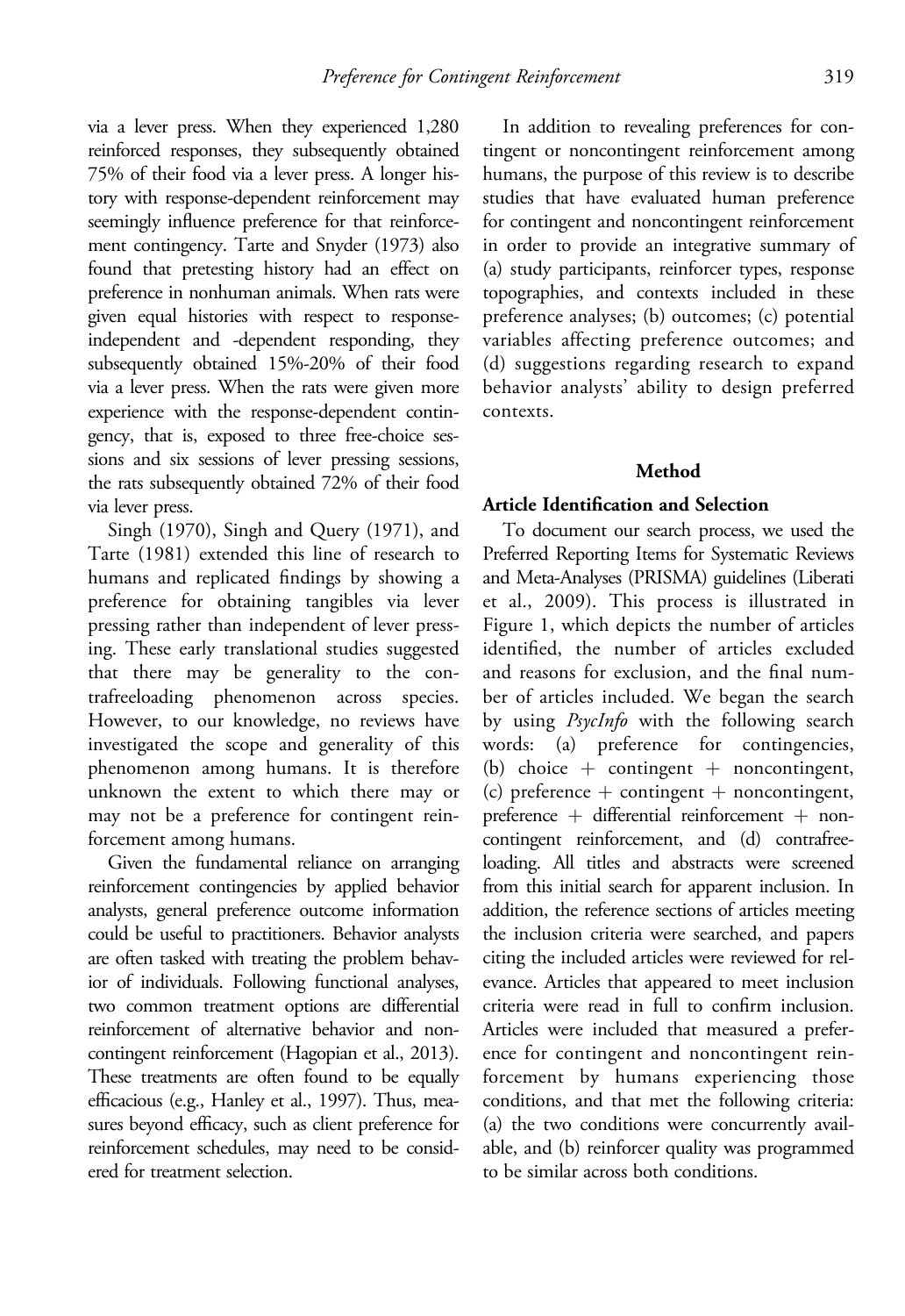via a lever press. When they experienced 1,280 reinforced responses, they subsequently obtained 75% of their food via a lever press. A longer history with response-dependent reinforcement may seemingly influence preference for that reinforcement contingency. Tarte and Snyder (1973) also found that pretesting history had an effect on preference in nonhuman animals. When rats were given equal histories with respect to response-independent and -dependent responding, they subsequently obtained 15%-20% of their food via a lever press. When the rats were given more experience with the response-dependent contingency, that is, exposed to three free-choice sessions and six sessions of lever pressing sessions, the rats subsequently obtained 72% of their food via lever press.

Singh (1970), Singh and Query (1971), and Tarte (1981) extended this line of research to humans and replicated findings by showing a preference for obtaining tangibles via lever pressing rather than independent of lever pressing. These early translational studies suggested that there may be generality to the contrafreeloading phenomenon across species. However, to our knowledge, no reviews have investigated the scope and generality of this phenomenon among humans. It is therefore unknown the extent to which there may or may not be a preference for contingent reinforcement among humans.

Given the fundamental reliance on arranging reinforcement contingencies by applied behavior analysts, general preference outcome information could be useful to practitioners. Behavior analysts are often tasked with treating the problem behavior of individuals. Following functional analyses, two common treatment options are differential reinforcement of alternative behavior and noncontingent reinforcement (Hagopian et al., 2013). These treatments are often found to be equally efficacious (e.g., Hanley et al., 1997). Thus, measures beyond efficacy, such as client preference for reinforcement schedules, may need to be considered for treatment selection.

In addition to revealing preferences for contingent or noncontingent reinforcement among humans, the purpose of this review is to describe studies that have evaluated human preference for contingent and noncontingent reinforcement in order to provide an integrative summary of (a) study participants, reinforcer types, response topographies, and contexts included in these preference analyses; (b) outcomes; (c) potential variables affecting preference outcomes; and (d) suggestions regarding research to expand behavior analysts' ability to design preferred contexts.

## Method

### Article Identification and Selection

To document our search process, we used the Preferred Reporting Items for Systematic Reviews and Meta-Analyses (PRISMA) guidelines (Liberati et al., 2009). This process is illustrated in Figure 1, which depicts the number of articles identified, the number of articles excluded and reasons for exclusion, and the final number of articles included. We began the search by using *PsycInfo* with the following search words: (a) preference for contingencies, (b) choice + contingent + noncontingent, (c) preference + contingent + noncontingent, preference + differential reinforcement + noncontingent reinforcement, and (d) contrafreeloading. All titles and abstracts were screened from this initial search for apparent inclusion. In addition, the reference sections of articles meeting the inclusion criteria were searched, and papers citing the included articles were reviewed for relevance. Articles that appeared to meet inclusion criteria were read in full to confirm inclusion. Articles were included that measured a preference for contingent and noncontingent reinforcement by humans experiencing those conditions, and that met the following criteria: (a) the two conditions were concurrently available, and (b) reinforcer quality was programmed to be similar across both conditions.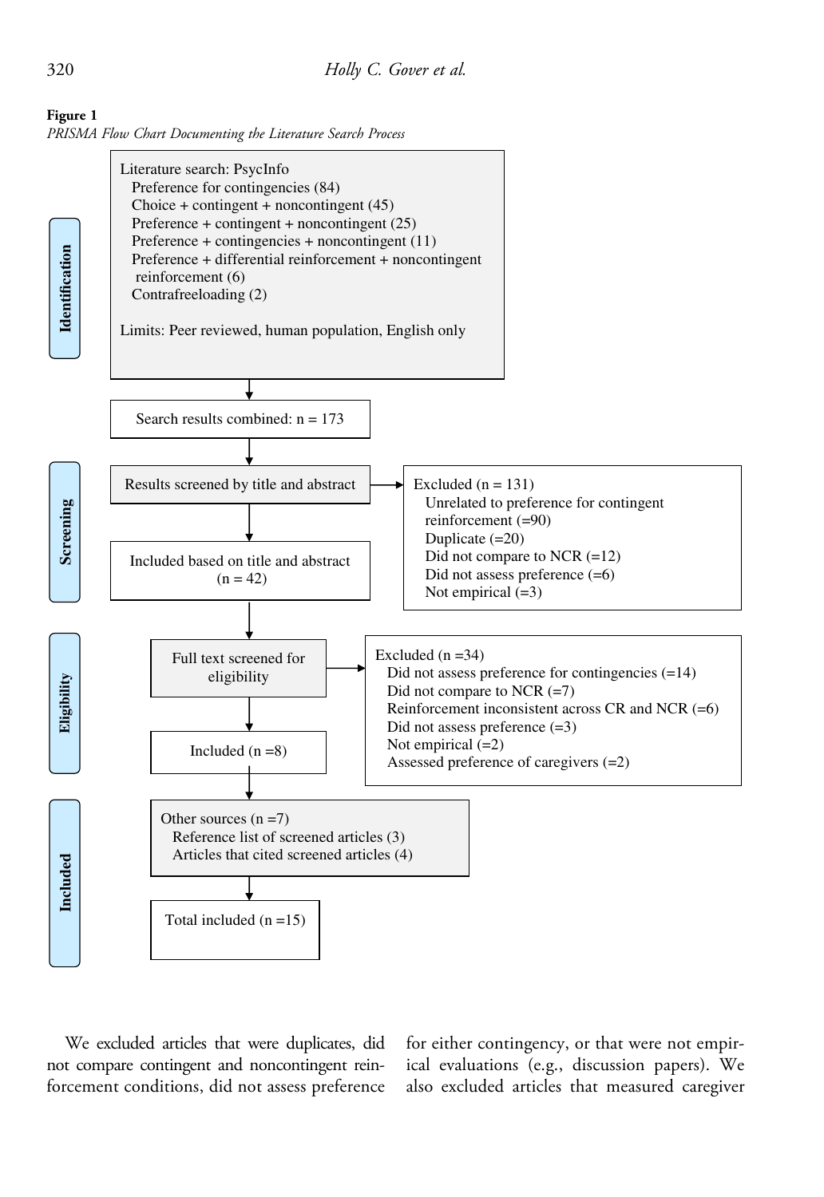**Figure 1**
*PRISMA Flow Chart Documenting the Literature Search Process*

**Identification**

Literature search: PsycInfo
- Preference for contingencies (84)
- Choice + contingent + noncontingent (45)
- Preference + contingent + noncontingent (25)
- Preference + contingencies + noncontingent (11)
- Preference + differential reinforcement + noncontingent reinforcement (6)
- Contrafreeloading (2)

Limits: Peer reviewed, human population, English only

↓

Search results combined: n = 173

**Screening**

↓

Results screened by title and abstract → Excluded (n = 131)
- Unrelated to preference for contingent reinforcement (=90)
- Duplicate (=20)
- Did not compare to NCR (=12)
- Did not assess preference (=6)
- Not empirical (=3)

↓

Included based on title and abstract (n = 42)

**Eligibility**

↓

Full text screened for eligibility → Excluded (n =34)
- Did not assess preference for contingencies (=14)
- Did not compare to NCR (=7)
- Reinforcement inconsistent across CR and NCR (=6)
- Did not assess preference (=3)
- Not empirical (=2)
- Assessed preference of caregivers (=2)

↓

Included (n =8)

**Included**

↓

Other sources (n =7)
- Reference list of screened articles (3)
- Articles that cited screened articles (4)

↓

Total included (n =15)

We excluded articles that were duplicates, did not compare contingent and noncontingent reinforcement conditions, did not assess preference for either contingency, or that were not empirical evaluations (e.g., discussion papers). We also excluded articles that measured caregiver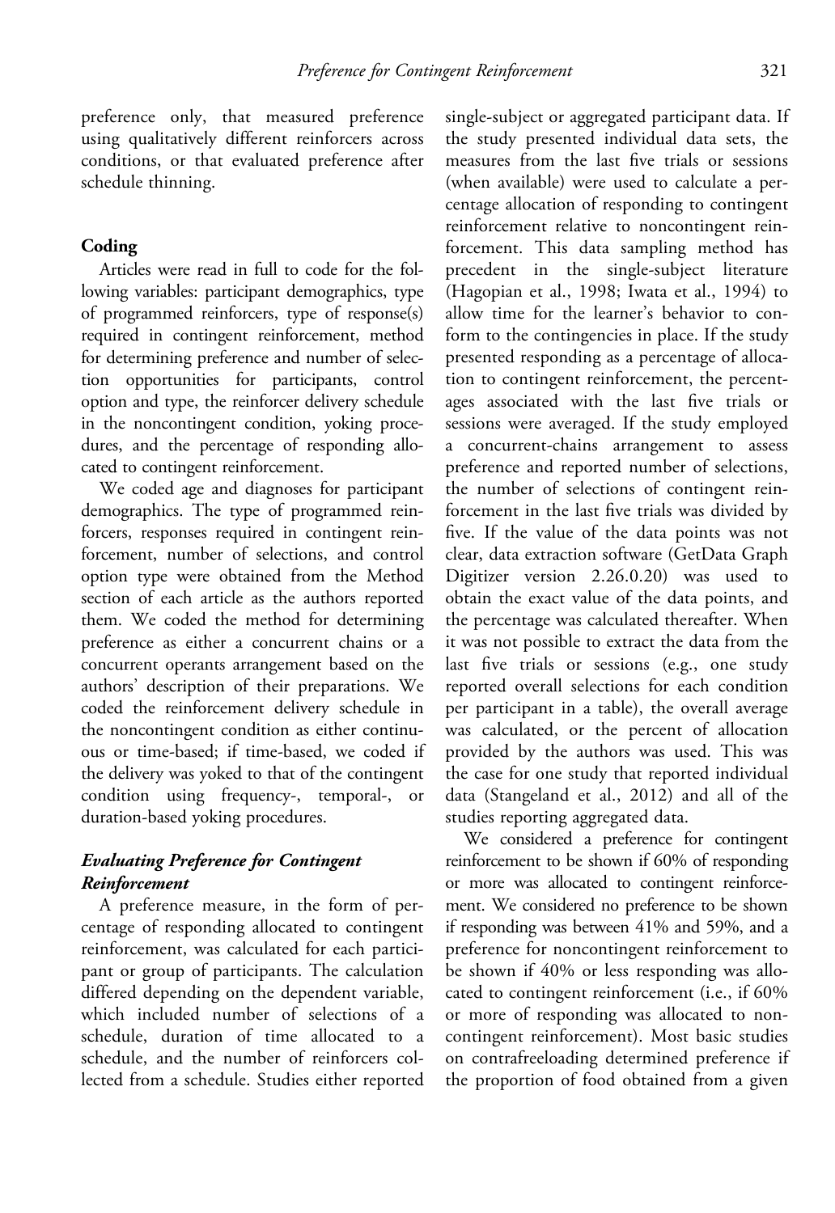preference only, that measured preference using qualitatively different reinforcers across conditions, or that evaluated preference after schedule thinning.

## Coding

Articles were read in full to code for the following variables: participant demographics, type of programmed reinforcers, type of response(s) required in contingent reinforcement, method for determining preference and number of selection opportunities for participants, control option and type, the reinforcer delivery schedule in the noncontingent condition, yoking procedures, and the percentage of responding allocated to contingent reinforcement.

We coded age and diagnoses for participant demographics. The type of programmed reinforcers, responses required in contingent reinforcement, number of selections, and control option type were obtained from the Method section of each article as the authors reported them. We coded the method for determining preference as either a concurrent chains or a concurrent operants arrangement based on the authors' description of their preparations. We coded the reinforcement delivery schedule in the noncontingent condition as either continuous or time-based; if time-based, we coded if the delivery was yoked to that of the contingent condition using frequency-, temporal-, or duration-based yoking procedures.

### *Evaluating Preference for Contingent Reinforcement*

A preference measure, in the form of percentage of responding allocated to contingent reinforcement, was calculated for each participant or group of participants. The calculation differed depending on the dependent variable, which included number of selections of a schedule, duration of time allocated to a schedule, and the number of reinforcers collected from a schedule. Studies either reported single-subject or aggregated participant data. If the study presented individual data sets, the measures from the last five trials or sessions (when available) were used to calculate a percentage allocation of responding to contingent reinforcement relative to noncontingent reinforcement. This data sampling method has precedent in the single-subject literature (Hagopian et al., 1998; Iwata et al., 1994) to allow time for the learner's behavior to conform to the contingencies in place. If the study presented responding as a percentage of allocation to contingent reinforcement, the percentages associated with the last five trials or sessions were averaged. If the study employed a concurrent-chains arrangement to assess preference and reported number of selections, the number of selections of contingent reinforcement in the last five trials was divided by five. If the value of the data points was not clear, data extraction software (GetData Graph Digitizer version 2.26.0.20) was used to obtain the exact value of the data points, and the percentage was calculated thereafter. When it was not possible to extract the data from the last five trials or sessions (e.g., one study reported overall selections for each condition per participant in a table), the overall average was calculated, or the percent of allocation provided by the authors was used. This was the case for one study that reported individual data (Stangeland et al., 2012) and all of the studies reporting aggregated data.

We considered a preference for contingent reinforcement to be shown if 60% of responding or more was allocated to contingent reinforcement. We considered no preference to be shown if responding was between 41% and 59%, and a preference for noncontingent reinforcement to be shown if 40% or less responding was allocated to contingent reinforcement (i.e., if 60% or more of responding was allocated to noncontingent reinforcement). Most basic studies on contrafreeloading determined preference if the proportion of food obtained from a given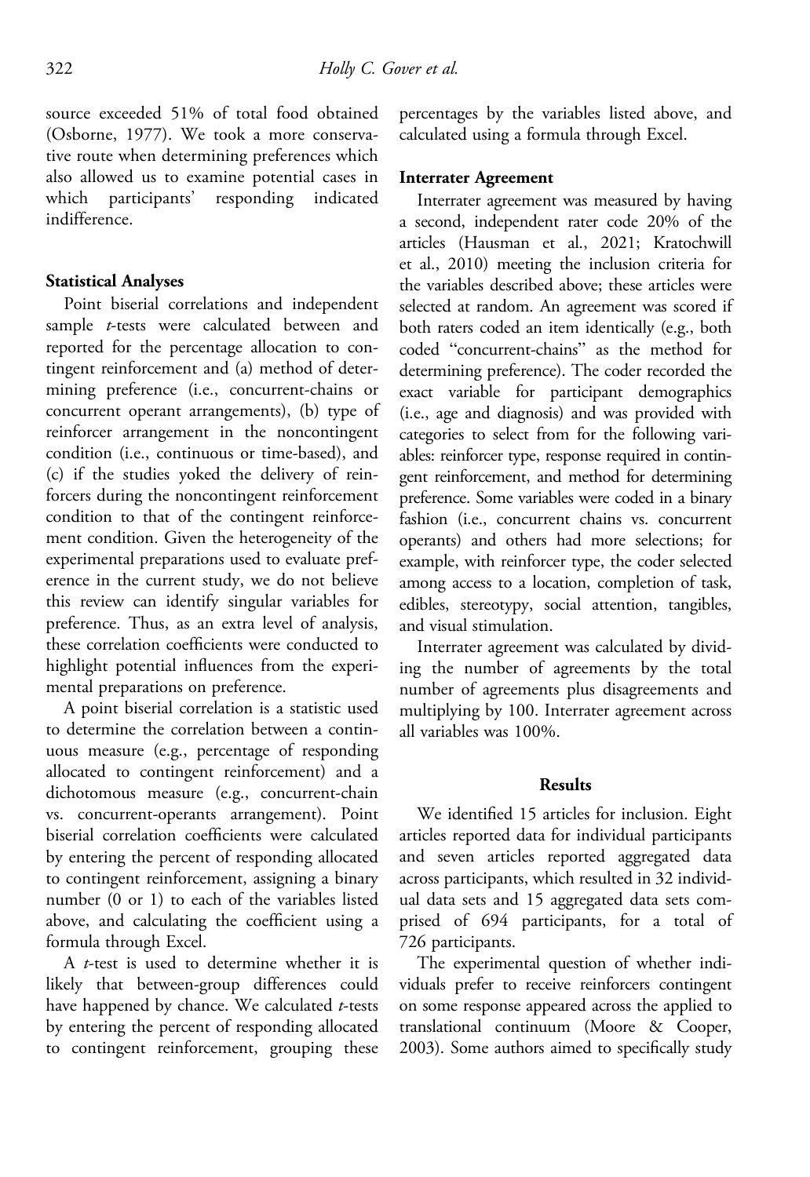source exceeded 51% of total food obtained (Osborne, 1977). We took a more conservative route when determining preferences which also allowed us to examine potential cases in which participants' responding indicated indifference.

### Statistical Analyses

Point biserial correlations and independent sample *t*-tests were calculated between and reported for the percentage allocation to contingent reinforcement and (a) method of determining preference (i.e., concurrent-chains or concurrent operant arrangements), (b) type of reinforcer arrangement in the noncontingent condition (i.e., continuous or time-based), and (c) if the studies yoked the delivery of reinforcers during the noncontingent reinforcement condition to that of the contingent reinforcement condition. Given the heterogeneity of the experimental preparations used to evaluate preference in the current study, we do not believe this review can identify singular variables for preference. Thus, as an extra level of analysis, these correlation coefficients were conducted to highlight potential influences from the experimental preparations on preference.

A point biserial correlation is a statistic used to determine the correlation between a continuous measure (e.g., percentage of responding allocated to contingent reinforcement) and a dichotomous measure (e.g., concurrent-chain vs. concurrent-operants arrangement). Point biserial correlation coefficients were calculated by entering the percent of responding allocated to contingent reinforcement, assigning a binary number (0 or 1) to each of the variables listed above, and calculating the coefficient using a formula through Excel.

A *t*-test is used to determine whether it is likely that between-group differences could have happened by chance. We calculated *t*-tests by entering the percent of responding allocated to contingent reinforcement, grouping these percentages by the variables listed above, and calculated using a formula through Excel.

### Interrater Agreement

Interrater agreement was measured by having a second, independent rater code 20% of the articles (Hausman et al., 2021; Kratochwill et al., 2010) meeting the inclusion criteria for the variables described above; these articles were selected at random. An agreement was scored if both raters coded an item identically (e.g., both coded "concurrent-chains" as the method for determining preference). The coder recorded the exact variable for participant demographics (i.e., age and diagnosis) and was provided with categories to select from for the following variables: reinforcer type, response required in contingent reinforcement, and method for determining preference. Some variables were coded in a binary fashion (i.e., concurrent chains vs. concurrent operants) and others had more selections; for example, with reinforcer type, the coder selected among access to a location, completion of task, edibles, stereotypy, social attention, tangibles, and visual stimulation.

Interrater agreement was calculated by dividing the number of agreements by the total number of agreements plus disagreements and multiplying by 100. Interrater agreement across all variables was 100%.

## Results

We identified 15 articles for inclusion. Eight articles reported data for individual participants and seven articles reported aggregated data across participants, which resulted in 32 individual data sets and 15 aggregated data sets comprised of 694 participants, for a total of 726 participants.

The experimental question of whether individuals prefer to receive reinforcers contingent on some response appeared across the applied to translational continuum (Moore & Cooper, 2003). Some authors aimed to specifically study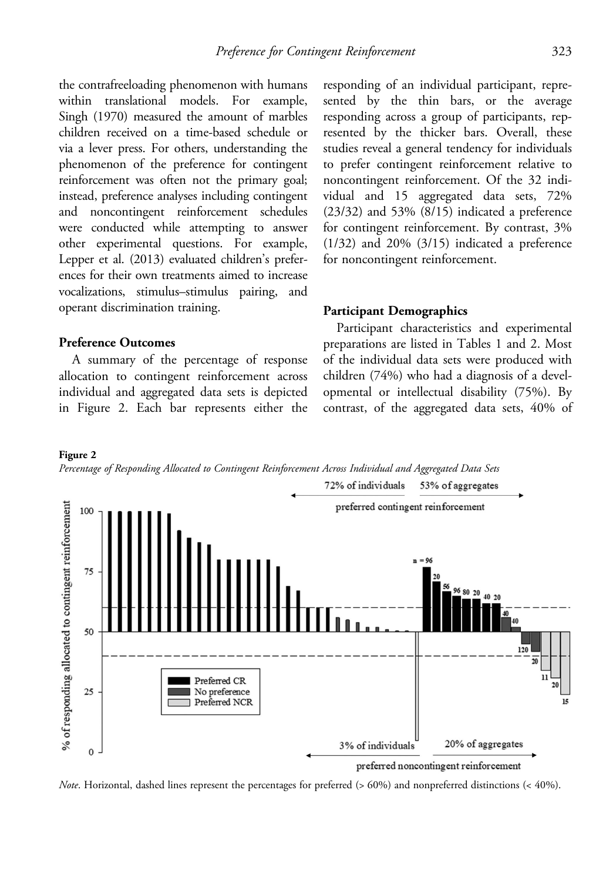the contrafreeloading phenomenon with humans within translational models. For example, Singh (1970) measured the amount of marbles children received on a time-based schedule or via a lever press. For others, understanding the phenomenon of the preference for contingent reinforcement was often not the primary goal; instead, preference analyses including contingent and noncontingent reinforcement schedules were conducted while attempting to answer other experimental questions. For example, Lepper et al. (2013) evaluated children's preferences for their own treatments aimed to increase vocalizations, stimulus–stimulus pairing, and operant discrimination training.

### Preference Outcomes

A summary of the percentage of response allocation to contingent reinforcement across individual and aggregated data sets is depicted in Figure 2. Each bar represents either the responding of an individual participant, represented by the thin bars, or the average responding across a group of participants, represented by the thicker bars. Overall, these studies reveal a general tendency for individuals to prefer contingent reinforcement relative to noncontingent reinforcement. Of the 32 individual and 15 aggregated data sets, 72% (23/32) and 53% (8/15) indicated a preference for contingent reinforcement. By contrast, 3% (1/32) and 20% (3/15) indicated a preference for noncontingent reinforcement.

### Participant Demographics

Participant characteristics and experimental preparations are listed in Tables 1 and 2. Most of the individual data sets were produced with children (74%) who had a diagnosis of a developmental or intellectual disability (75%). By contrast, of the aggregated data sets, 40% of

**Figure 2**

*Percentage of Responding Allocated to Contingent Reinforcement Across Individual and Aggregated Data Sets*

*Note*. Horizontal, dashed lines represent the percentages for preferred (> 60%) and nonpreferred distinctions (< 40%).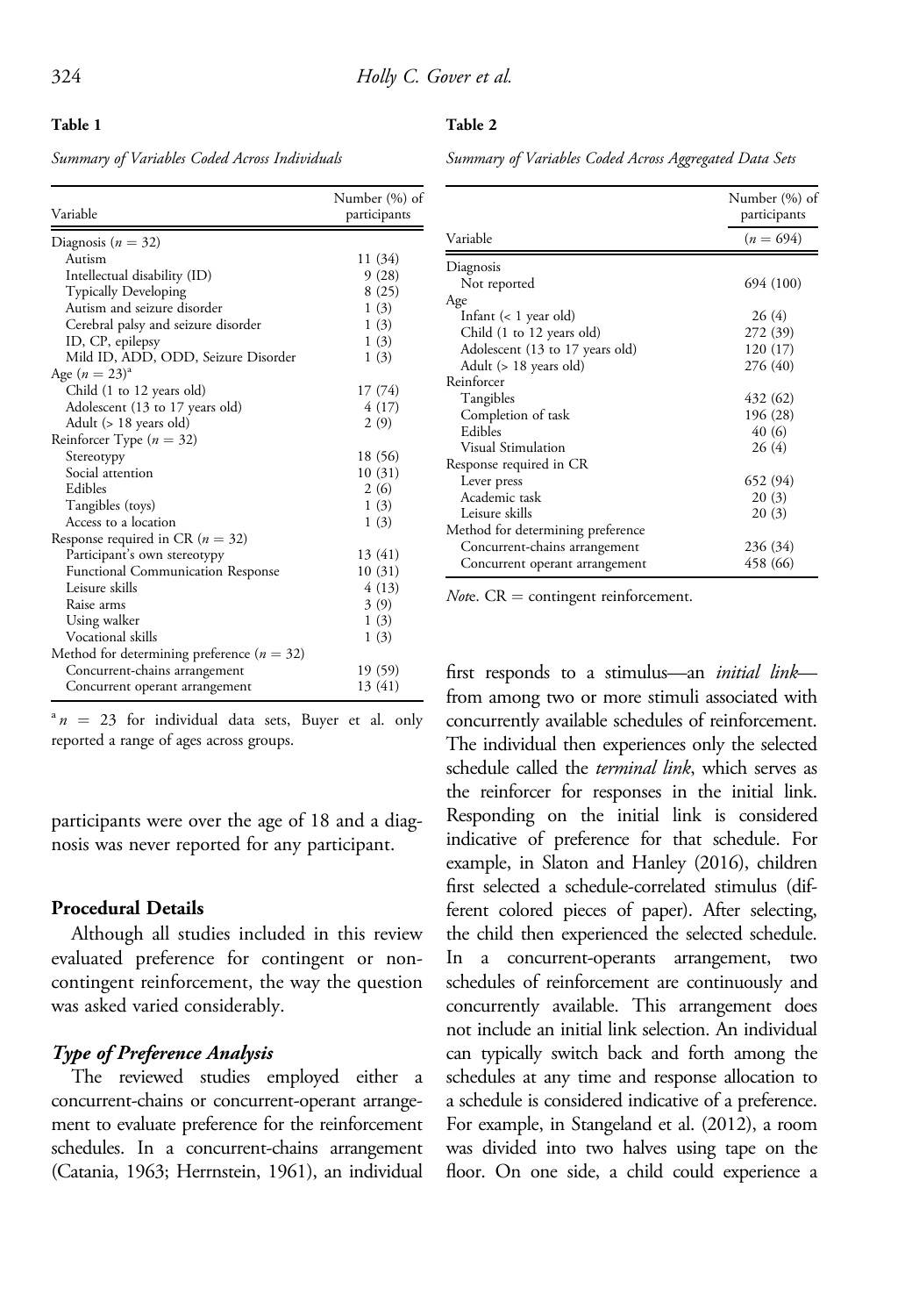**Table 1**

*Summary of Variables Coded Across Individuals*

| Variable | Number (%) of participants |
|---|---|
| Diagnosis ($n$ = 32) | |
| Autism | 11 (34) |
| Intellectual disability (ID) | 9 (28) |
| Typically Developing | 8 (25) |
| Autism and seizure disorder | 1 (3) |
| Cerebral palsy and seizure disorder | 1 (3) |
| ID, CP, epilepsy | 1 (3) |
| Mild ID, ADD, ODD, Seizure Disorder | 1 (3) |
| Age ($n$ = 23)[a] | |
| Child (1 to 12 years old) | 17 (74) |
| Adolescent (13 to 17 years old) | 4 (17) |
| Adult (> 18 years old) | 2 (9) |
| Reinforcer Type ($n$ = 32) | |
| Stereotypy | 18 (56) |
| Social attention | 10 (31) |
| Edibles | 2 (6) |
| Tangibles (toys) | 1 (3) |
| Access to a location | 1 (3) |
| Response required in CR ($n$ = 32) | |
| Participant's own stereotypy | 13 (41) |
| Functional Communication Response | 10 (31) |
| Leisure skills | 4 (13) |
| Raise arms | 3 (9) |
| Using walker | 1 (3) |
| Vocational skills | 1 (3) |
| Method for determining preference ($n$ = 32) | |
| Concurrent-chains arrangement | 19 (59) |
| Concurrent operant arrangement | 13 (41) |

[a] $n$ = 23 for individual data sets, Buyer et al. only reported a range of ages across groups.

**Table 2**

*Summary of Variables Coded Across Aggregated Data Sets*

| Variable | Number (%) of participants ($n$ = 694) |
|---|---|
| Diagnosis | |
| Not reported | 694 (100) |
| Age | |
| Infant (< 1 year old) | 26 (4) |
| Child (1 to 12 years old) | 272 (39) |
| Adolescent (13 to 17 years old) | 120 (17) |
| Adult (> 18 years old) | 276 (40) |
| Reinforcer | |
| Tangibles | 432 (62) |
| Completion of task | 196 (28) |
| Edibles | 40 (6) |
| Visual Stimulation | 26 (4) |
| Response required in CR | |
| Lever press | 652 (94) |
| Academic task | 20 (3) |
| Leisure skills | 20 (3) |
| Method for determining preference | |
| Concurrent-chains arrangement | 236 (34) |
| Concurrent operant arrangement | 458 (66) |

*Note*. CR = contingent reinforcement.

participants were over the age of 18 and a diagnosis was never reported for any participant.

## Procedural Details

Although all studies included in this review evaluated preference for contingent or noncontingent reinforcement, the way the question was asked varied considerably.

### *Type of Preference Analysis*

The reviewed studies employed either a concurrent-chains or concurrent-operant arrangement to evaluate preference for the reinforcement schedules. In a concurrent-chains arrangement (Catania, 1963; Herrnstein, 1961), an individual first responds to a stimulus—an *initial link*—from among two or more stimuli associated with concurrently available schedules of reinforcement. The individual then experiences only the selected schedule called the *terminal link*, which serves as the reinforcer for responses in the initial link. Responding on the initial link is considered indicative of preference for that schedule. For example, in Slaton and Hanley (2016), children first selected a schedule-correlated stimulus (different colored pieces of paper). After selecting, the child then experienced the selected schedule. In a concurrent-operants arrangement, two schedules of reinforcement are continuously and concurrently available. This arrangement does not include an initial link selection. An individual can typically switch back and forth among the schedules at any time and response allocation to a schedule is considered indicative of a preference. For example, in Stangeland et al. (2012), a room was divided into two halves using tape on the floor. On one side, a child could experience a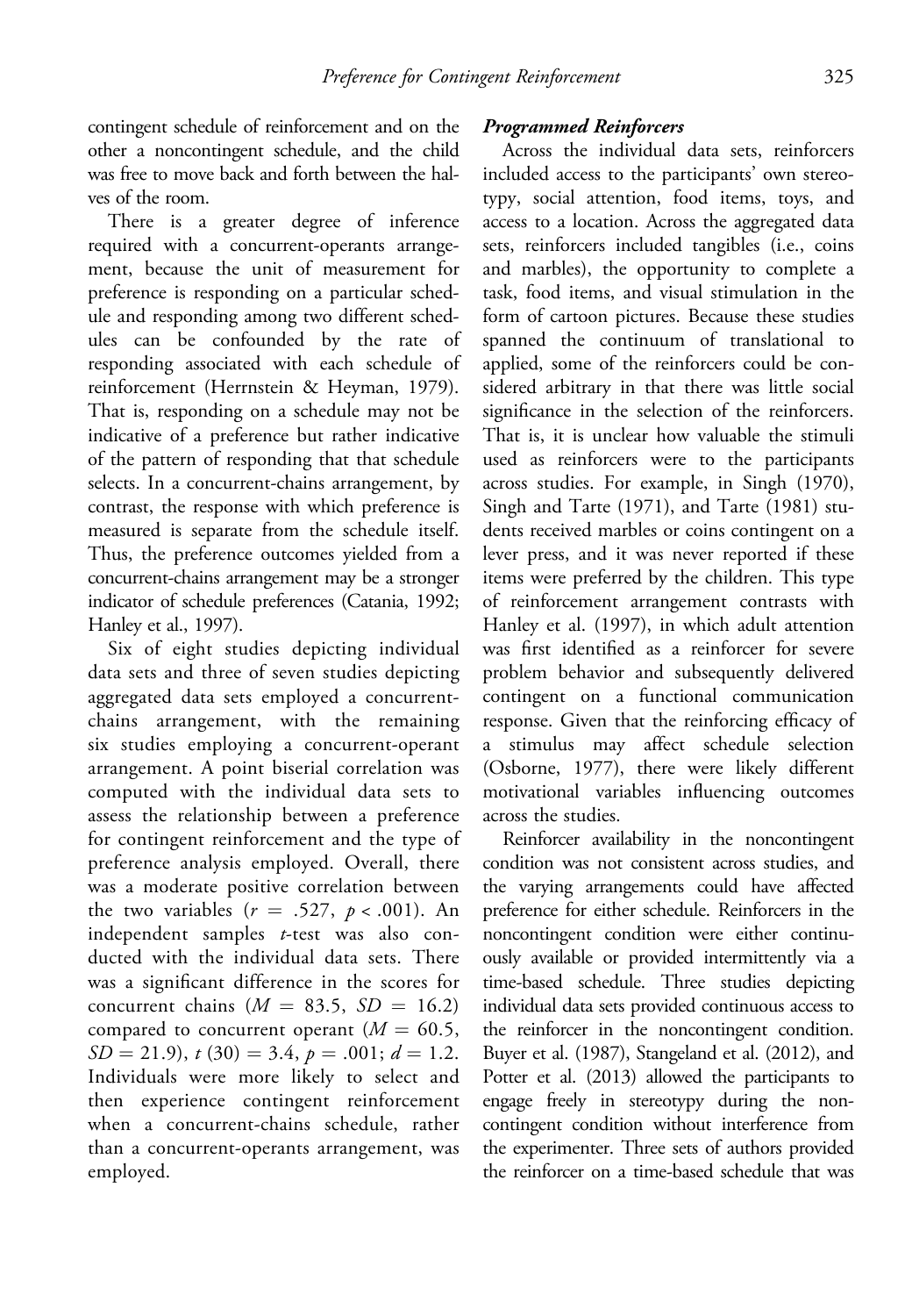contingent schedule of reinforcement and on the other a noncontingent schedule, and the child was free to move back and forth between the halves of the room.

There is a greater degree of inference required with a concurrent-operants arrangement, because the unit of measurement for preference is responding on a particular schedule and responding among two different schedules can be confounded by the rate of responding associated with each schedule of reinforcement (Herrnstein & Heyman, 1979). That is, responding on a schedule may not be indicative of a preference but rather indicative of the pattern of responding that that schedule selects. In a concurrent-chains arrangement, by contrast, the response with which preference is measured is separate from the schedule itself. Thus, the preference outcomes yielded from a concurrent-chains arrangement may be a stronger indicator of schedule preferences (Catania, 1992; Hanley et al., 1997).

Six of eight studies depicting individual data sets and three of seven studies depicting aggregated data sets employed a concurrent-chains arrangement, with the remaining six studies employing a concurrent-operant arrangement. A point biserial correlation was computed with the individual data sets to assess the relationship between a preference for contingent reinforcement and the type of preference analysis employed. Overall, there was a moderate positive correlation between the two variables ($r = .527$, $p < .001$). An independent samples *t*-test was also conducted with the individual data sets. There was a significant difference in the scores for concurrent chains ($M = 83.5$, $SD = 16.2$) compared to concurrent operant ($M = 60.5$, $SD = 21.9$), $t\,(30) = 3.4$, $p = .001$; $d = 1.2$. Individuals were more likely to select and then experience contingent reinforcement when a concurrent-chains schedule, rather than a concurrent-operants arrangement, was employed.

***Programmed Reinforcers***

Across the individual data sets, reinforcers included access to the participants' own stereotypy, social attention, food items, toys, and access to a location. Across the aggregated data sets, reinforcers included tangibles (i.e., coins and marbles), the opportunity to complete a task, food items, and visual stimulation in the form of cartoon pictures. Because these studies spanned the continuum of translational to applied, some of the reinforcers could be considered arbitrary in that there was little social significance in the selection of the reinforcers. That is, it is unclear how valuable the stimuli used as reinforcers were to the participants across studies. For example, in Singh (1970), Singh and Tarte (1971), and Tarte (1981) students received marbles or coins contingent on a lever press, and it was never reported if these items were preferred by the children. This type of reinforcement arrangement contrasts with Hanley et al. (1997), in which adult attention was first identified as a reinforcer for severe problem behavior and subsequently delivered contingent on a functional communication response. Given that the reinforcing efficacy of a stimulus may affect schedule selection (Osborne, 1977), there were likely different motivational variables influencing outcomes across the studies.

Reinforcer availability in the noncontingent condition was not consistent across studies, and the varying arrangements could have affected preference for either schedule. Reinforcers in the noncontingent condition were either continuously available or provided intermittently via a time-based schedule. Three studies depicting individual data sets provided continuous access to the reinforcer in the noncontingent condition. Buyer et al. (1987), Stangeland et al. (2012), and Potter et al. (2013) allowed the participants to engage freely in stereotypy during the noncontingent condition without interference from the experimenter. Three sets of authors provided the reinforcer on a time-based schedule that was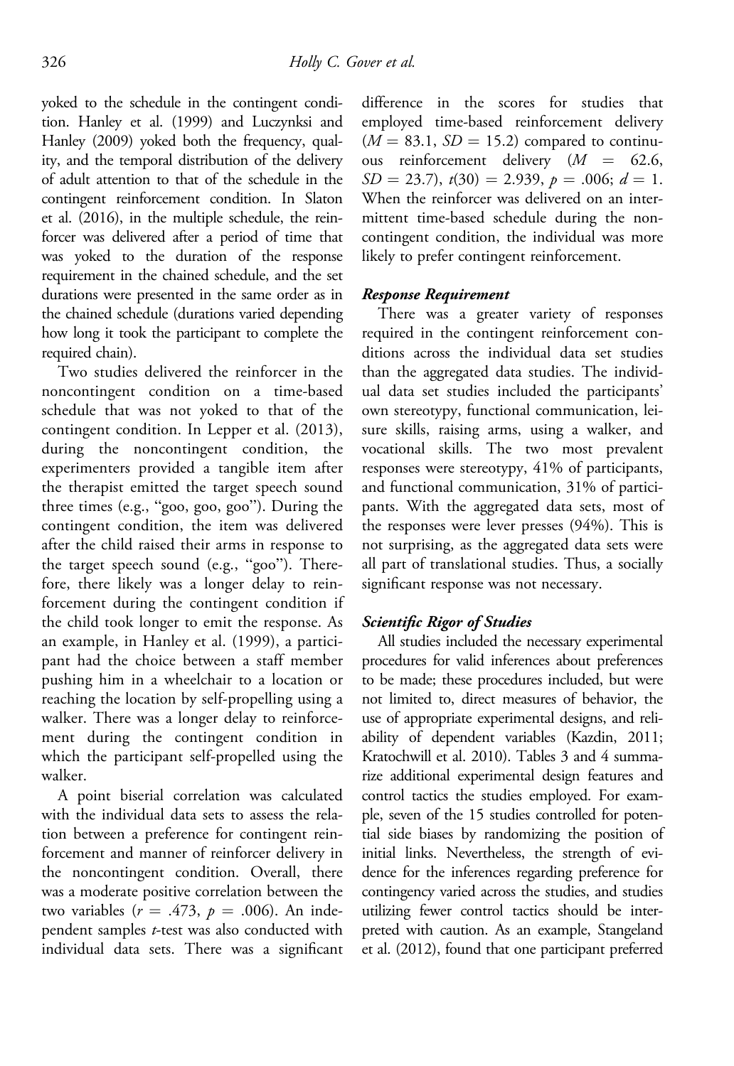yoked to the schedule in the contingent condition. Hanley et al. (1999) and Luczynksi and Hanley (2009) yoked both the frequency, quality, and the temporal distribution of the delivery of adult attention to that of the schedule in the contingent reinforcement condition. In Slaton et al. (2016), in the multiple schedule, the reinforcer was delivered after a period of time that was yoked to the duration of the response requirement in the chained schedule, and the set durations were presented in the same order as in the chained schedule (durations varied depending how long it took the participant to complete the required chain).

Two studies delivered the reinforcer in the noncontingent condition on a time-based schedule that was not yoked to that of the contingent condition. In Lepper et al. (2013), during the noncontingent condition, the experimenters provided a tangible item after the therapist emitted the target speech sound three times (e.g., "goo, goo, goo"). During the contingent condition, the item was delivered after the child raised their arms in response to the target speech sound (e.g., "goo"). Therefore, there likely was a longer delay to reinforcement during the contingent condition if the child took longer to emit the response. As an example, in Hanley et al. (1999), a participant had the choice between a staff member pushing him in a wheelchair to a location or reaching the location by self-propelling using a walker. There was a longer delay to reinforcement during the contingent condition in which the participant self-propelled using the walker.

A point biserial correlation was calculated with the individual data sets to assess the relation between a preference for contingent reinforcement and manner of reinforcer delivery in the noncontingent condition. Overall, there was a moderate positive correlation between the two variables ($r = .473$, $p = .006$). An independent samples $t$-test was also conducted with individual data sets. There was a significant difference in the scores for studies that employed time-based reinforcement delivery ($M = 83.1$, $SD = 15.2$) compared to continuous reinforcement delivery ($M = 62.6$, $SD = 23.7$), $t(30) = 2.939$, $p = .006$; $d = 1$. When the reinforcer was delivered on an intermittent time-based schedule during the noncontingent condition, the individual was more likely to prefer contingent reinforcement.

### *Response Requirement*

There was a greater variety of responses required in the contingent reinforcement conditions across the individual data set studies than the aggregated data studies. The individual data set studies included the participants' own stereotypy, functional communication, leisure skills, raising arms, using a walker, and vocational skills. The two most prevalent responses were stereotypy, 41% of participants, and functional communication, 31% of participants. With the aggregated data sets, most of the responses were lever presses (94%). This is not surprising, as the aggregated data sets were all part of translational studies. Thus, a socially significant response was not necessary.

### *Scientific Rigor of Studies*

All studies included the necessary experimental procedures for valid inferences about preferences to be made; these procedures included, but were not limited to, direct measures of behavior, the use of appropriate experimental designs, and reliability of dependent variables (Kazdin, 2011; Kratochwill et al. 2010). Tables 3 and 4 summarize additional experimental design features and control tactics the studies employed. For example, seven of the 15 studies controlled for potential side biases by randomizing the position of initial links. Nevertheless, the strength of evidence for the inferences regarding preference for contingency varied across the studies, and studies utilizing fewer control tactics should be interpreted with caution. As an example, Stangeland et al. (2012), found that one participant preferred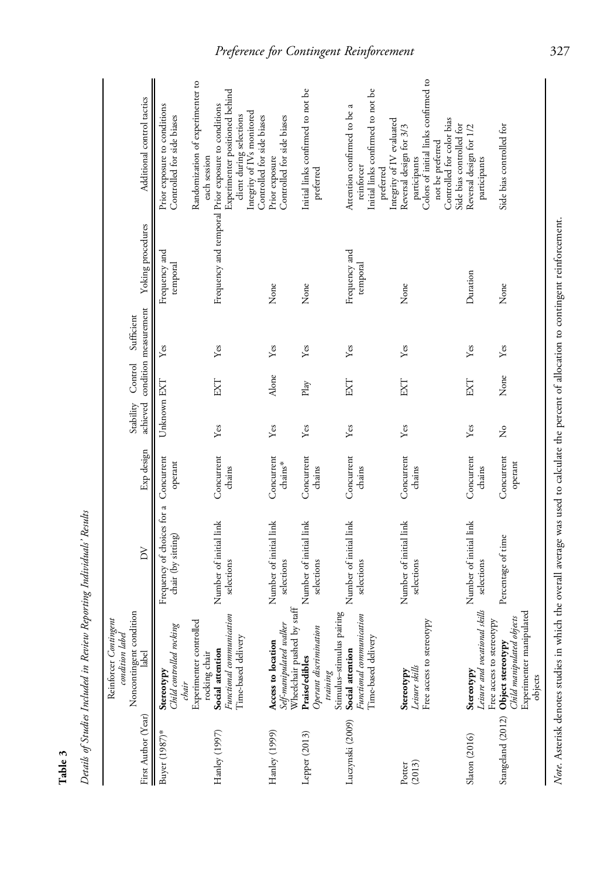**Table 3**

*Details of Studies Included in Review Reporting Individuals' Results*

| First Author (Year) | Reinforcer Contingent condition label / *Noncontingent condition label* | DV | Exp design | Stability achieved | Control condition | Sufficient measurement | Yoking procedures | Additional control tactics |
|---|---|---|---|---|---|---|---|---|
| Buyer (1987)* | **Stereotypy** *Child controlled rocking chair* Experimenter controlled rocking chair | Frequency of choices for a chair (by sitting) | Concurrent operant | Unknown | EXT | Yes | Frequency and temporal | Prior exposure to conditions; Controlled for side biases; Randomization of experimenter to each session |
| Hanley (1997) | **Social attention** *Functional communication* Time-based delivery | Number of initial link selections | Concurrent chains | Yes | EXT | Yes | Frequency and temporal | Prior exposure to conditions; Experimenter positioned behind client during selections; Integrity of IVs monitored; Controlled for side biases |
| Hanley (1999) | **Access to location** *Self-manipulated walker* Wheelchair pushed by staff | Number of initial link selections | Concurrent chains* | Yes | Alone | Yes | None | Prior exposure; Controlled for side biases |
| Lepper (2013) | **Praise/edibles** *Operant discrimination training* Stimulus–stimulus pairing | Number of initial link selections | Concurrent chains | Yes | Play | Yes | None | Initial links confirmed to not be preferred |
| Luczynski (2009) | **Social attention** *Functional communication* Time-based delivery | Number of initial link selections | Concurrent chains | Yes | EXT | Yes | Frequency and temporal | Attention confirmed to be a reinforcer; Initial links confirmed to not be preferred; Integrity of IV evaluated |
| Potter (2013) | **Stereotypy** *Leisure skills* Free access to stereotypy | Number of initial link selections | Concurrent chains | Yes | EXT | Yes | None | Reversal design for 3/3 participants; Colors of initial links confirmed to not be preferred; Controlled for color bias; Side bias controlled for |
| Slaton (2016) | **Stereotypy** *Leisure and vocational skills* Free access to stereotypy | Number of initial link selections | Concurrent chains | Yes | EXT | Yes | Duration | Reversal design for 1/2 participants |
| Stangeland (2012) | **Object stereotypy** *Child manipulated objects* Experimenter manipulated objects | Percentage of time | Concurrent operant | No | None | Yes | None | Side bias controlled for |

*Note*. Asterisk denotes studies in which the overall average was used to calculate the percent of allocation to contingent reinforcement.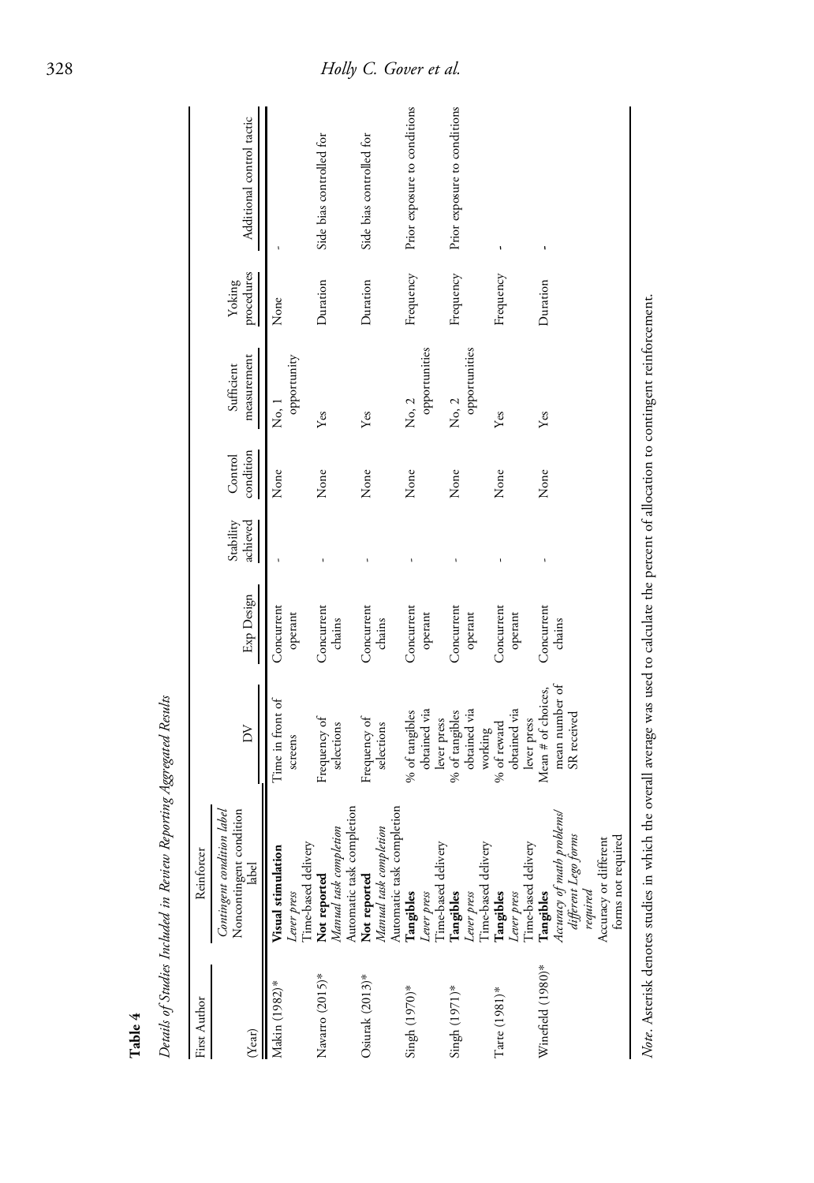**Table 4**

*Details of Studies Included in Review Reporting Aggregated Results*

| First Author (Year) | Reinforcer *Contingent condition label* Noncontingent condition label | DV | Exp Design | Stability achieved | Control condition | Sufficient measurement | Yoking procedures | Additional control tactic |
|---|---|---|---|---|---|---|---|---|
| Makin (1982)* | **Visual stimulation** *Lever press* Time-based delivery | Time in front of screens | Concurrent operant | - | None | No, 1 opportunity | None | - |
| Navarro (2015)* | **Not reported** *Manual task completion* Automatic task completion | Frequency of selections | Concurrent chains | - | None | Yes | Duration | Side bias controlled for |
| Osiurak (2013)* | **Not reported** *Manual task completion* Automatic task completion | Frequency of selections | Concurrent chains | - | None | Yes | Duration | Side bias controlled for |
| Singh (1970)* | **Tangibles** *Lever press* Time-based delivery | % of tangibles obtained via lever press | Concurrent operant | - | None | No, 2 opportunities | Frequency | Prior exposure to conditions |
| Singh (1971)* | **Tangibles** *Lever press* Time-based delivery | % of tangibles obtained via working | Concurrent operant | - | None | No, 2 opportunities | Frequency | Prior exposure to conditions |
| Tarte (1981)* | **Tangibles** *Lever press* Time-based delivery | % of reward obtained via lever press | Concurrent operant | - | None | Yes | Frequency | - |
| Winefield (1980)* | **Tangibles** *Accuracy of math problems/ different Lego forms required* Accuracy or different forms not required | Mean # of choices, mean number of SR received | Concurrent chains | - | None | Yes | Duration | - |

*Note.* Asterisk denotes studies in which the overall average was used to calculate the percent of allocation to contingent reinforcement.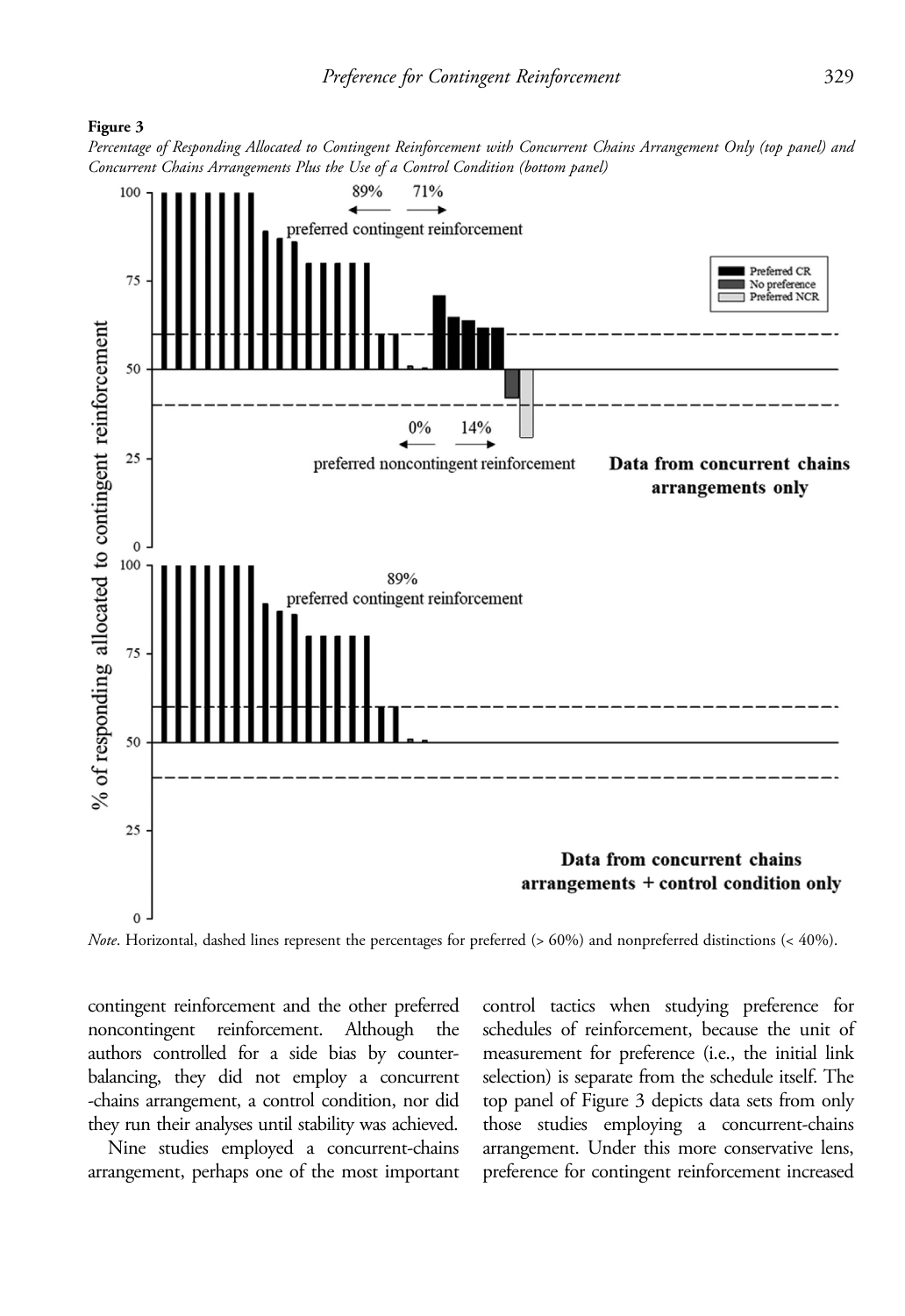**Figure 3**

*Percentage of Responding Allocated to Contingent Reinforcement with Concurrent Chains Arrangement Only (top panel) and Concurrent Chains Arrangements Plus the Use of a Control Condition (bottom panel)*

*Note*. Horizontal, dashed lines represent the percentages for preferred (> 60%) and nonpreferred distinctions (< 40%).

contingent reinforcement and the other preferred noncontingent reinforcement. Although the authors controlled for a side bias by counterbalancing, they did not employ a concurrent -chains arrangement, a control condition, nor did they run their analyses until stability was achieved.

Nine studies employed a concurrent-chains arrangement, perhaps one of the most important control tactics when studying preference for schedules of reinforcement, because the unit of measurement for preference (i.e., the initial link selection) is separate from the schedule itself. The top panel of Figure 3 depicts data sets from only those studies employing a concurrent-chains arrangement. Under this more conservative lens, preference for contingent reinforcement increased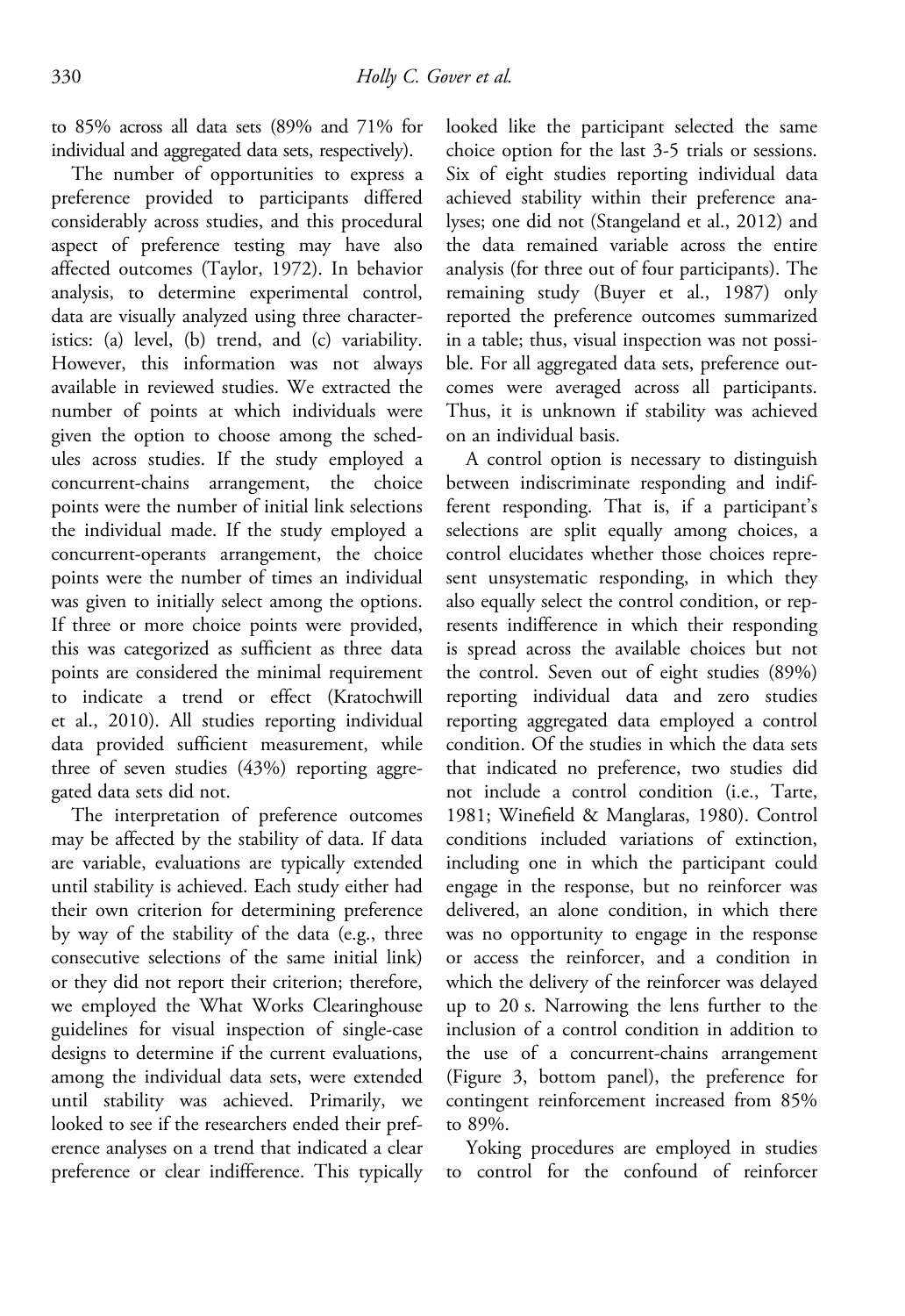to 85% across all data sets (89% and 71% for individual and aggregated data sets, respectively).

The number of opportunities to express a preference provided to participants differed considerably across studies, and this procedural aspect of preference testing may have also affected outcomes (Taylor, 1972). In behavior analysis, to determine experimental control, data are visually analyzed using three characteristics: (a) level, (b) trend, and (c) variability. However, this information was not always available in reviewed studies. We extracted the number of points at which individuals were given the option to choose among the schedules across studies. If the study employed a concurrent-chains arrangement, the choice points were the number of initial link selections the individual made. If the study employed a concurrent-operants arrangement, the choice points were the number of times an individual was given to initially select among the options. If three or more choice points were provided, this was categorized as sufficient as three data points are considered the minimal requirement to indicate a trend or effect (Kratochwill et al., 2010). All studies reporting individual data provided sufficient measurement, while three of seven studies (43%) reporting aggregated data sets did not.

The interpretation of preference outcomes may be affected by the stability of data. If data are variable, evaluations are typically extended until stability is achieved. Each study either had their own criterion for determining preference by way of the stability of the data (e.g., three consecutive selections of the same initial link) or they did not report their criterion; therefore, we employed the What Works Clearinghouse guidelines for visual inspection of single-case designs to determine if the current evaluations, among the individual data sets, were extended until stability was achieved. Primarily, we looked to see if the researchers ended their preference analyses on a trend that indicated a clear preference or clear indifference. This typically looked like the participant selected the same choice option for the last 3-5 trials or sessions. Six of eight studies reporting individual data achieved stability within their preference analyses; one did not (Stangeland et al., 2012) and the data remained variable across the entire analysis (for three out of four participants). The remaining study (Buyer et al., 1987) only reported the preference outcomes summarized in a table; thus, visual inspection was not possible. For all aggregated data sets, preference outcomes were averaged across all participants. Thus, it is unknown if stability was achieved on an individual basis.

A control option is necessary to distinguish between indiscriminate responding and indifferent responding. That is, if a participant's selections are split equally among choices, a control elucidates whether those choices represent unsystematic responding, in which they also equally select the control condition, or represents indifference in which their responding is spread across the available choices but not the control. Seven out of eight studies (89%) reporting individual data and zero studies reporting aggregated data employed a control condition. Of the studies in which the data sets that indicated no preference, two studies did not include a control condition (i.e., Tarte, 1981; Winefield & Manglaras, 1980). Control conditions included variations of extinction, including one in which the participant could engage in the response, but no reinforcer was delivered, an alone condition, in which there was no opportunity to engage in the response or access the reinforcer, and a condition in which the delivery of the reinforcer was delayed up to 20 s. Narrowing the lens further to the inclusion of a control condition in addition to the use of a concurrent-chains arrangement (Figure 3, bottom panel), the preference for contingent reinforcement increased from 85% to 89%.

Yoking procedures are employed in studies to control for the confound of reinforcer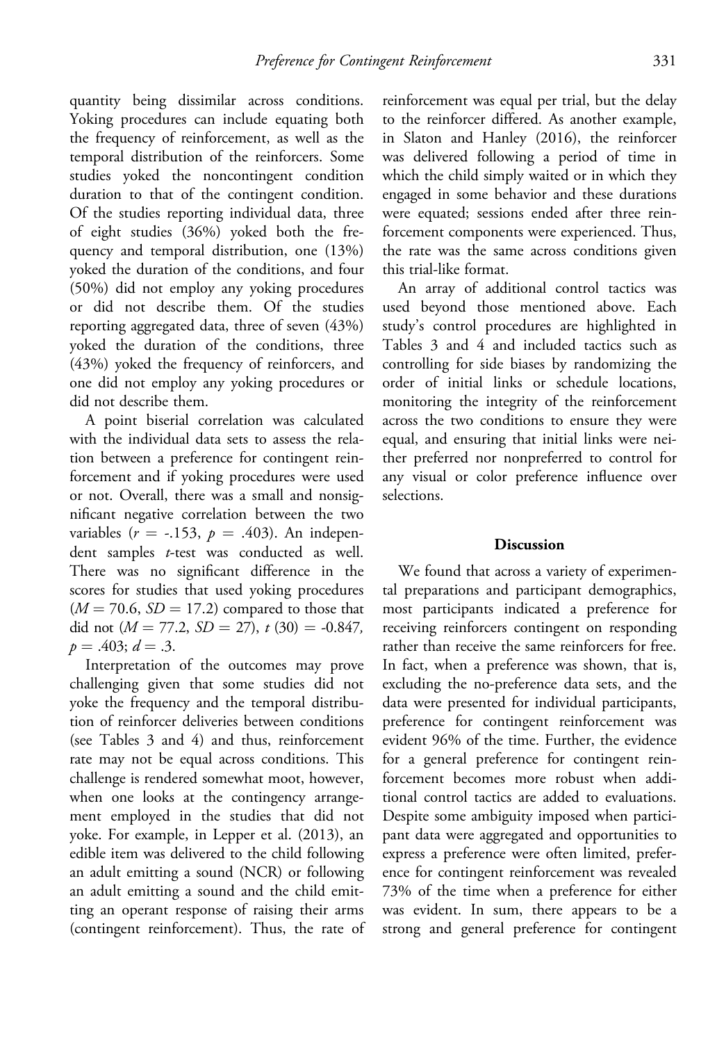quantity being dissimilar across conditions. Yoking procedures can include equating both the frequency of reinforcement, as well as the temporal distribution of the reinforcers. Some studies yoked the noncontingent condition duration to that of the contingent condition. Of the studies reporting individual data, three of eight studies (36%) yoked both the frequency and temporal distribution, one (13%) yoked the duration of the conditions, and four (50%) did not employ any yoking procedures or did not describe them. Of the studies reporting aggregated data, three of seven (43%) yoked the duration of the conditions, three (43%) yoked the frequency of reinforcers, and one did not employ any yoking procedures or did not describe them.

A point biserial correlation was calculated with the individual data sets to assess the relation between a preference for contingent reinforcement and if yoking procedures were used or not. Overall, there was a small and nonsignificant negative correlation between the two variables ($r$ = -.153, $p$ = .403). An independent samples $t$-test was conducted as well. There was no significant difference in the scores for studies that used yoking procedures ($M = 70.6$, $SD = 17.2$) compared to those that did not ($M = 77.2$, $SD = 27$), $t\ (30) = -0.847$, $p = .403$; $d = .3$.

Interpretation of the outcomes may prove challenging given that some studies did not yoke the frequency and the temporal distribution of reinforcer deliveries between conditions (see Tables 3 and 4) and thus, reinforcement rate may not be equal across conditions. This challenge is rendered somewhat moot, however, when one looks at the contingency arrangement employed in the studies that did not yoke. For example, in Lepper et al. (2013), an edible item was delivered to the child following an adult emitting a sound (NCR) or following an adult emitting a sound and the child emitting an operant response of raising their arms (contingent reinforcement). Thus, the rate of reinforcement was equal per trial, but the delay to the reinforcer differed. As another example, in Slaton and Hanley (2016), the reinforcer was delivered following a period of time in which the child simply waited or in which they engaged in some behavior and these durations were equated; sessions ended after three reinforcement components were experienced. Thus, the rate was the same across conditions given this trial-like format.

An array of additional control tactics was used beyond those mentioned above. Each study's control procedures are highlighted in Tables 3 and 4 and included tactics such as controlling for side biases by randomizing the order of initial links or schedule locations, monitoring the integrity of the reinforcement across the two conditions to ensure they were equal, and ensuring that initial links were neither preferred nor nonpreferred to control for any visual or color preference influence over selections.

## Discussion

We found that across a variety of experimental preparations and participant demographics, most participants indicated a preference for receiving reinforcers contingent on responding rather than receive the same reinforcers for free. In fact, when a preference was shown, that is, excluding the no-preference data sets, and the data were presented for individual participants, preference for contingent reinforcement was evident 96% of the time. Further, the evidence for a general preference for contingent reinforcement becomes more robust when additional control tactics are added to evaluations. Despite some ambiguity imposed when participant data were aggregated and opportunities to express a preference were often limited, preference for contingent reinforcement was revealed 73% of the time when a preference for either was evident. In sum, there appears to be a strong and general preference for contingent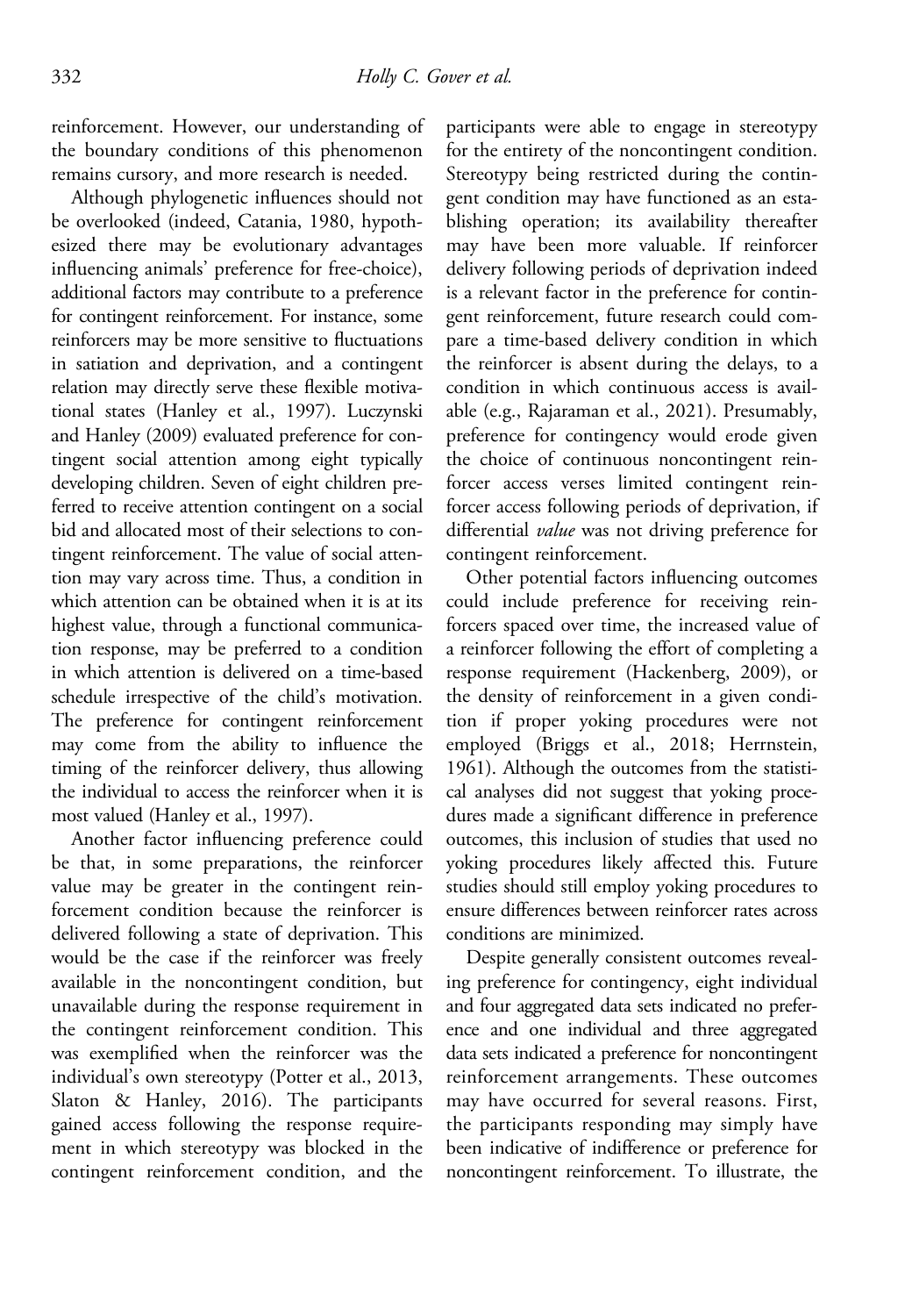reinforcement. However, our understanding of the boundary conditions of this phenomenon remains cursory, and more research is needed.

Although phylogenetic influences should not be overlooked (indeed, Catania, 1980, hypothesized there may be evolutionary advantages influencing animals' preference for free-choice), additional factors may contribute to a preference for contingent reinforcement. For instance, some reinforcers may be more sensitive to fluctuations in satiation and deprivation, and a contingent relation may directly serve these flexible motivational states (Hanley et al., 1997). Luczynski and Hanley (2009) evaluated preference for contingent social attention among eight typically developing children. Seven of eight children preferred to receive attention contingent on a social bid and allocated most of their selections to contingent reinforcement. The value of social attention may vary across time. Thus, a condition in which attention can be obtained when it is at its highest value, through a functional communication response, may be preferred to a condition in which attention is delivered on a time-based schedule irrespective of the child's motivation. The preference for contingent reinforcement may come from the ability to influence the timing of the reinforcer delivery, thus allowing the individual to access the reinforcer when it is most valued (Hanley et al., 1997).

Another factor influencing preference could be that, in some preparations, the reinforcer value may be greater in the contingent reinforcement condition because the reinforcer is delivered following a state of deprivation. This would be the case if the reinforcer was freely available in the noncontingent condition, but unavailable during the response requirement in the contingent reinforcement condition. This was exemplified when the reinforcer was the individual's own stereotypy (Potter et al., 2013, Slaton & Hanley, 2016). The participants gained access following the response requirement in which stereotypy was blocked in the contingent reinforcement condition, and the participants were able to engage in stereotypy for the entirety of the noncontingent condition. Stereotypy being restricted during the contingent condition may have functioned as an establishing operation; its availability thereafter may have been more valuable. If reinforcer delivery following periods of deprivation indeed is a relevant factor in the preference for contingent reinforcement, future research could compare a time-based delivery condition in which the reinforcer is absent during the delays, to a condition in which continuous access is available (e.g., Rajaraman et al., 2021). Presumably, preference for contingency would erode given the choice of continuous noncontingent reinforcer access verses limited contingent reinforcer access following periods of deprivation, if differential *value* was not driving preference for contingent reinforcement.

Other potential factors influencing outcomes could include preference for receiving reinforcers spaced over time, the increased value of a reinforcer following the effort of completing a response requirement (Hackenberg, 2009), or the density of reinforcement in a given condition if proper yoking procedures were not employed (Briggs et al., 2018; Herrnstein, 1961). Although the outcomes from the statistical analyses did not suggest that yoking procedures made a significant difference in preference outcomes, this inclusion of studies that used no yoking procedures likely affected this. Future studies should still employ yoking procedures to ensure differences between reinforcer rates across conditions are minimized.

Despite generally consistent outcomes revealing preference for contingency, eight individual and four aggregated data sets indicated no preference and one individual and three aggregated data sets indicated a preference for noncontingent reinforcement arrangements. These outcomes may have occurred for several reasons. First, the participants responding may simply have been indicative of indifference or preference for noncontingent reinforcement. To illustrate, the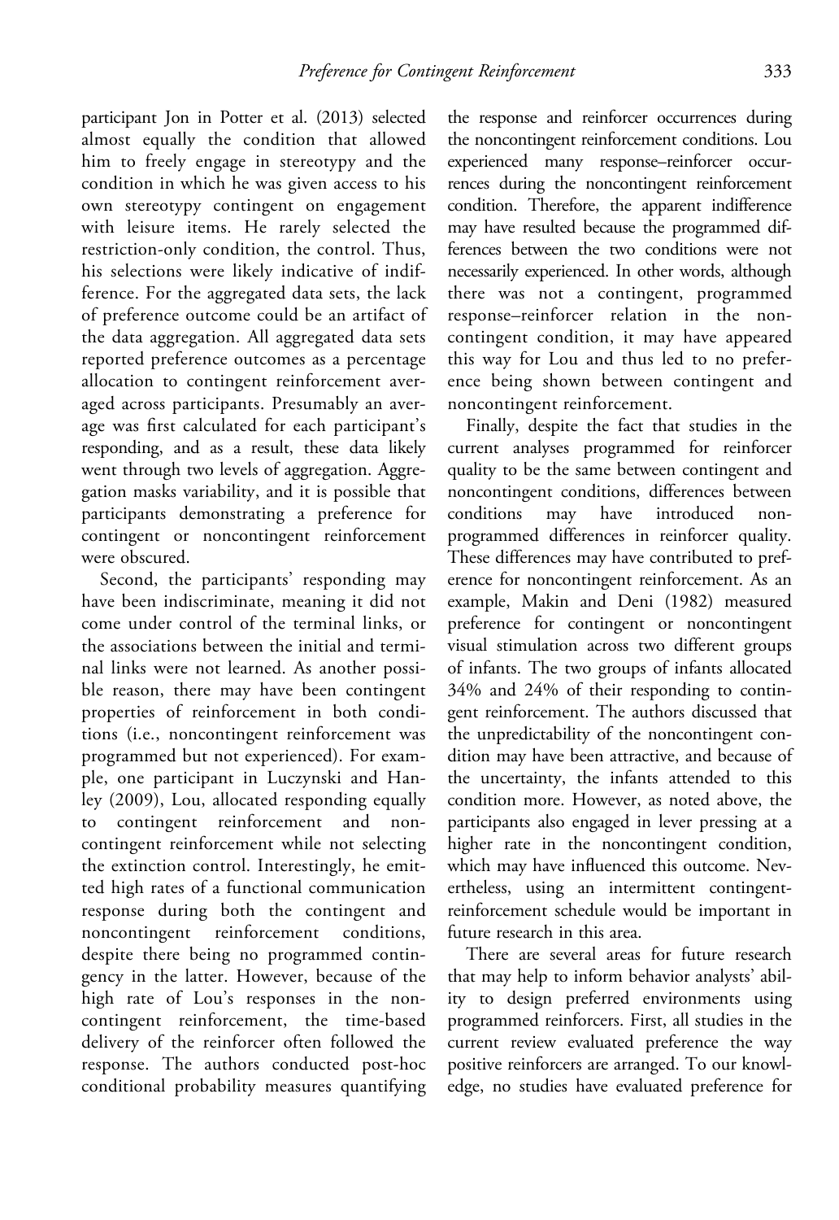participant Jon in Potter et al. (2013) selected almost equally the condition that allowed him to freely engage in stereotypy and the condition in which he was given access to his own stereotypy contingent on engagement with leisure items. He rarely selected the restriction-only condition, the control. Thus, his selections were likely indicative of indifference. For the aggregated data sets, the lack of preference outcome could be an artifact of the data aggregation. All aggregated data sets reported preference outcomes as a percentage allocation to contingent reinforcement averaged across participants. Presumably an average was first calculated for each participant's responding, and as a result, these data likely went through two levels of aggregation. Aggregation masks variability, and it is possible that participants demonstrating a preference for contingent or noncontingent reinforcement were obscured.

Second, the participants' responding may have been indiscriminate, meaning it did not come under control of the terminal links, or the associations between the initial and terminal links were not learned. As another possible reason, there may have been contingent properties of reinforcement in both conditions (i.e., noncontingent reinforcement was programmed but not experienced). For example, one participant in Luczynski and Hanley (2009), Lou, allocated responding equally to contingent reinforcement and noncontingent reinforcement while not selecting the extinction control. Interestingly, he emitted high rates of a functional communication response during both the contingent and noncontingent reinforcement conditions, despite there being no programmed contingency in the latter. However, because of the high rate of Lou's responses in the noncontingent reinforcement, the time-based delivery of the reinforcer often followed the response. The authors conducted post-hoc conditional probability measures quantifying the response and reinforcer occurrences during the noncontingent reinforcement conditions. Lou experienced many response–reinforcer occurrences during the noncontingent reinforcement condition. Therefore, the apparent indifference may have resulted because the programmed differences between the two conditions were not necessarily experienced. In other words, although there was not a contingent, programmed response–reinforcer relation in the noncontingent condition, it may have appeared this way for Lou and thus led to no preference being shown between contingent and noncontingent reinforcement.

Finally, despite the fact that studies in the current analyses programmed for reinforcer quality to be the same between contingent and noncontingent conditions, differences between conditions may have introduced nonprogrammed differences in reinforcer quality. These differences may have contributed to preference for noncontingent reinforcement. As an example, Makin and Deni (1982) measured preference for contingent or noncontingent visual stimulation across two different groups of infants. The two groups of infants allocated 34% and 24% of their responding to contingent reinforcement. The authors discussed that the unpredictability of the noncontingent condition may have been attractive, and because of the uncertainty, the infants attended to this condition more. However, as noted above, the participants also engaged in lever pressing at a higher rate in the noncontingent condition, which may have influenced this outcome. Nevertheless, using an intermittent contingent-reinforcement schedule would be important in future research in this area.

There are several areas for future research that may help to inform behavior analysts' ability to design preferred environments using programmed reinforcers. First, all studies in the current review evaluated preference the way positive reinforcers are arranged. To our knowledge, no studies have evaluated preference for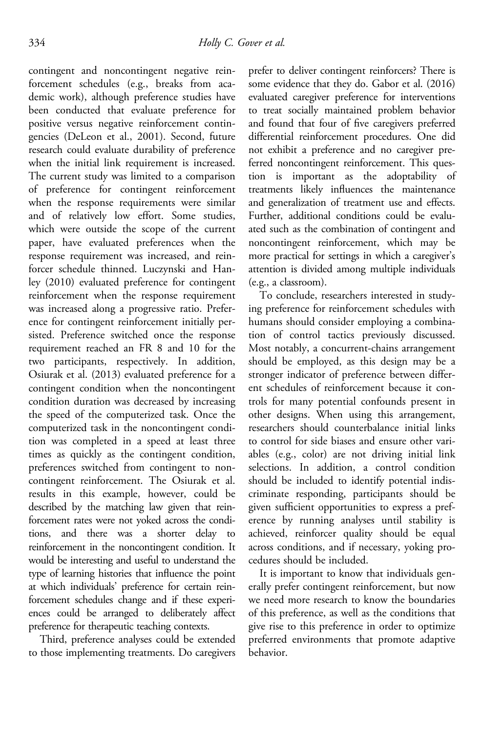contingent and noncontingent negative reinforcement schedules (e.g., breaks from academic work), although preference studies have been conducted that evaluate preference for positive versus negative reinforcement contingencies (DeLeon et al., 2001). Second, future research could evaluate durability of preference when the initial link requirement is increased. The current study was limited to a comparison of preference for contingent reinforcement when the response requirements were similar and of relatively low effort. Some studies, which were outside the scope of the current paper, have evaluated preferences when the response requirement was increased, and reinforcer schedule thinned. Luczynski and Hanley (2010) evaluated preference for contingent reinforcement when the response requirement was increased along a progressive ratio. Preference for contingent reinforcement initially persisted. Preference switched once the response requirement reached an FR 8 and 10 for the two participants, respectively. In addition, Osiurak et al. (2013) evaluated preference for a contingent condition when the noncontingent condition duration was decreased by increasing the speed of the computerized task. Once the computerized task in the noncontingent condition was completed in a speed at least three times as quickly as the contingent condition, preferences switched from contingent to noncontingent reinforcement. The Osiurak et al. results in this example, however, could be described by the matching law given that reinforcement rates were not yoked across the conditions, and there was a shorter delay to reinforcement in the noncontingent condition. It would be interesting and useful to understand the type of learning histories that influence the point at which individuals' preference for certain reinforcement schedules change and if these experiences could be arranged to deliberately affect preference for therapeutic teaching contexts.

Third, preference analyses could be extended to those implementing treatments. Do caregivers prefer to deliver contingent reinforcers? There is some evidence that they do. Gabor et al. (2016) evaluated caregiver preference for interventions to treat socially maintained problem behavior and found that four of five caregivers preferred differential reinforcement procedures. One did not exhibit a preference and no caregiver preferred noncontingent reinforcement. This question is important as the adoptability of treatments likely influences the maintenance and generalization of treatment use and effects. Further, additional conditions could be evaluated such as the combination of contingent and noncontingent reinforcement, which may be more practical for settings in which a caregiver's attention is divided among multiple individuals (e.g., a classroom).

To conclude, researchers interested in studying preference for reinforcement schedules with humans should consider employing a combination of control tactics previously discussed. Most notably, a concurrent-chains arrangement should be employed, as this design may be a stronger indicator of preference between different schedules of reinforcement because it controls for many potential confounds present in other designs. When using this arrangement, researchers should counterbalance initial links to control for side biases and ensure other variables (e.g., color) are not driving initial link selections. In addition, a control condition should be included to identify potential indiscriminate responding, participants should be given sufficient opportunities to express a preference by running analyses until stability is achieved, reinforcer quality should be equal across conditions, and if necessary, yoking procedures should be included.

It is important to know that individuals generally prefer contingent reinforcement, but now we need more research to know the boundaries of this preference, as well as the conditions that give rise to this preference in order to optimize preferred environments that promote adaptive behavior.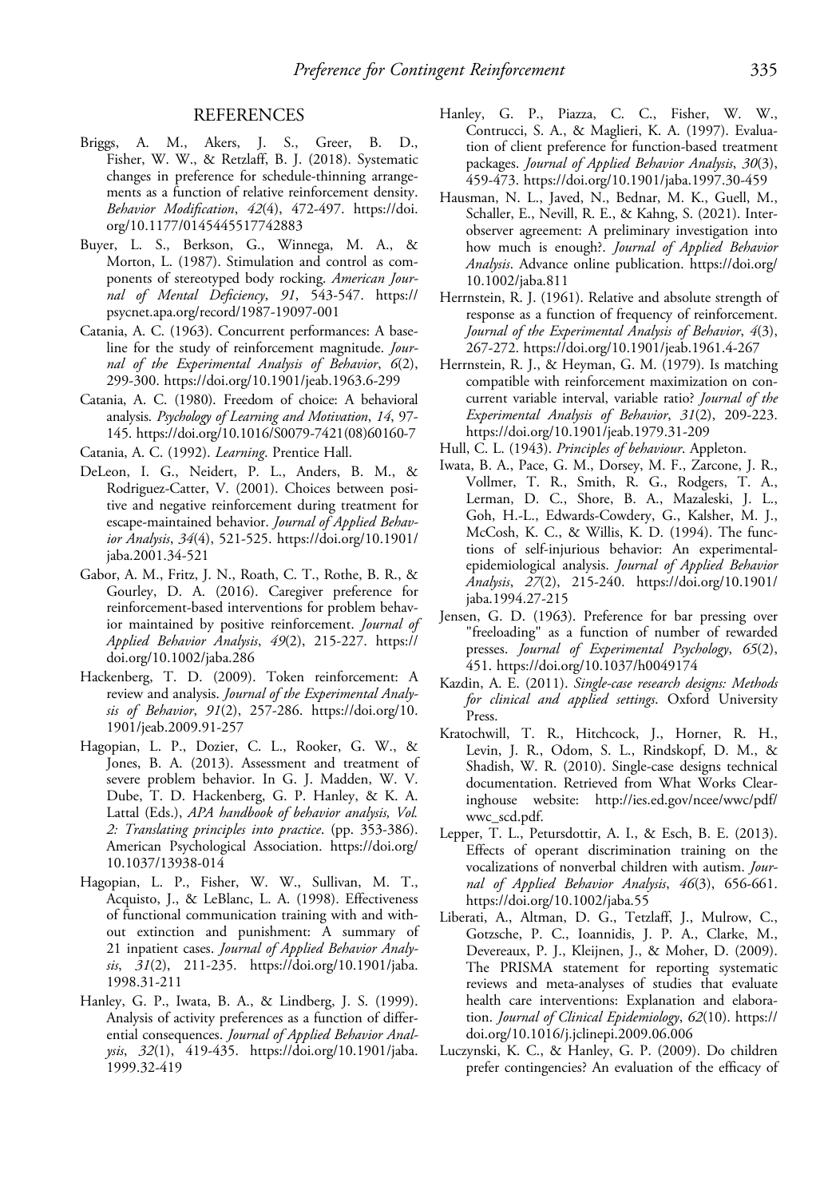## REFERENCES

Briggs, A. M., Akers, J. S., Greer, B. D., Fisher, W. W., & Retzlaff, B. J. (2018). Systematic changes in preference for schedule-thinning arrangements as a function of relative reinforcement density. *Behavior Modification*, *42*(4), 472-497. https://doi.org/10.1177/0145445517742883

Buyer, L. S., Berkson, G., Winnega, M. A., & Morton, L. (1987). Stimulation and control as components of stereotyped body rocking. *American Journal of Mental Deficiency*, *91*, 543-547. https://psycnet.apa.org/record/1987-19097-001

Catania, A. C. (1963). Concurrent performances: A baseline for the study of reinforcement magnitude. *Journal of the Experimental Analysis of Behavior*, *6*(2), 299-300. https://doi.org/10.1901/jeab.1963.6-299

Catania, A. C. (1980). Freedom of choice: A behavioral analysis. *Psychology of Learning and Motivation*, *14*, 97-145. https://doi.org/10.1016/S0079-7421(08)60160-7

Catania, A. C. (1992). *Learning*. Prentice Hall.

DeLeon, I. G., Neidert, P. L., Anders, B. M., & Rodriguez-Catter, V. (2001). Choices between positive and negative reinforcement during treatment for escape-maintained behavior. *Journal of Applied Behavior Analysis*, *34*(4), 521-525. https://doi.org/10.1901/jaba.2001.34-521

Gabor, A. M., Fritz, J. N., Roath, C. T., Rothe, B. R., & Gourley, D. A. (2016). Caregiver preference for reinforcement-based interventions for problem behavior maintained by positive reinforcement. *Journal of Applied Behavior Analysis*, *49*(2), 215-227. https://doi.org/10.1002/jaba.286

Hackenberg, T. D. (2009). Token reinforcement: A review and analysis. *Journal of the Experimental Analysis of Behavior*, *91*(2), 257-286. https://doi.org/10.1901/jeab.2009.91-257

Hagopian, L. P., Dozier, C. L., Rooker, G. W., & Jones, B. A. (2013). Assessment and treatment of severe problem behavior. In G. J. Madden, W. V. Dube, T. D. Hackenberg, G. P. Hanley, & K. A. Lattal (Eds.), *APA handbook of behavior analysis, Vol. 2: Translating principles into practice*. (pp. 353-386). American Psychological Association. https://doi.org/10.1037/13938-014

Hagopian, L. P., Fisher, W. W., Sullivan, M. T., Acquisto, J., & LeBlanc, L. A. (1998). Effectiveness of functional communication training with and without extinction and punishment: A summary of 21 inpatient cases. *Journal of Applied Behavior Analysis*, *31*(2), 211-235. https://doi.org/10.1901/jaba.1998.31-211

Hanley, G. P., Iwata, B. A., & Lindberg, J. S. (1999). Analysis of activity preferences as a function of differential consequences. *Journal of Applied Behavior Analysis*, *32*(1), 419-435. https://doi.org/10.1901/jaba.1999.32-419

Hanley, G. P., Piazza, C. C., Fisher, W. W., Contrucci, S. A., & Maglieri, K. A. (1997). Evaluation of client preference for function-based treatment packages. *Journal of Applied Behavior Analysis*, *30*(3), 459-473. https://doi.org/10.1901/jaba.1997.30-459

Hausman, N. L., Javed, N., Bednar, M. K., Guell, M., Schaller, E., Nevill, R. E., & Kahng, S. (2021). Interobserver agreement: A preliminary investigation into how much is enough?. *Journal of Applied Behavior Analysis*. Advance online publication. https://doi.org/10.1002/jaba.811

Herrnstein, R. J. (1961). Relative and absolute strength of response as a function of frequency of reinforcement. *Journal of the Experimental Analysis of Behavior*, *4*(3), 267-272. https://doi.org/10.1901/jeab.1961.4-267

Herrnstein, R. J., & Heyman, G. M. (1979). Is matching compatible with reinforcement maximization on concurrent variable interval, variable ratio? *Journal of the Experimental Analysis of Behavior*, *31*(2), 209-223. https://doi.org/10.1901/jeab.1979.31-209

Hull, C. L. (1943). *Principles of behaviour*. Appleton.

Iwata, B. A., Pace, G. M., Dorsey, M. F., Zarcone, J. R., Vollmer, T. R., Smith, R. G., Rodgers, T. A., Lerman, D. C., Shore, B. A., Mazaleski, J. L., Goh, H.-L., Edwards-Cowdery, G., Kalsher, M. J., McCosh, K. C., & Willis, K. D. (1994). The functions of self-injurious behavior: An experimental-epidemiological analysis. *Journal of Applied Behavior Analysis*, *27*(2), 215-240. https://doi.org/10.1901/jaba.1994.27-215

Jensen, G. D. (1963). Preference for bar pressing over "freeloading" as a function of number of rewarded presses. *Journal of Experimental Psychology*, *65*(2), 451. https://doi.org/10.1037/h0049174

Kazdin, A. E. (2011). *Single-case research designs: Methods for clinical and applied settings*. Oxford University Press.

Kratochwill, T. R., Hitchcock, J., Horner, R. H., Levin, J. R., Odom, S. L., Rindskopf, D. M., & Shadish, W. R. (2010). Single-case designs technical documentation. Retrieved from What Works Clearinghouse website: http://ies.ed.gov/ncee/wwc/pdf/wwc_scd.pdf.

Lepper, T. L., Petursdottir, A. I., & Esch, B. E. (2013). Effects of operant discrimination training on the vocalizations of nonverbal children with autism. *Journal of Applied Behavior Analysis*, *46*(3), 656-661. https://doi.org/10.1002/jaba.55

Liberati, A., Altman, D. G., Tetzlaff, J., Mulrow, C., Gotzsche, P. C., Ioannidis, J. P. A., Clarke, M., Devereaux, P. J., Kleijnen, J., & Moher, D. (2009). The PRISMA statement for reporting systematic reviews and meta-analyses of studies that evaluate health care interventions: Explanation and elaboration. *Journal of Clinical Epidemiology*, *62*(10). https://doi.org/10.1016/j.jclinepi.2009.06.006

Luczynski, K. C., & Hanley, G. P. (2009). Do children prefer contingencies? An evaluation of the efficacy of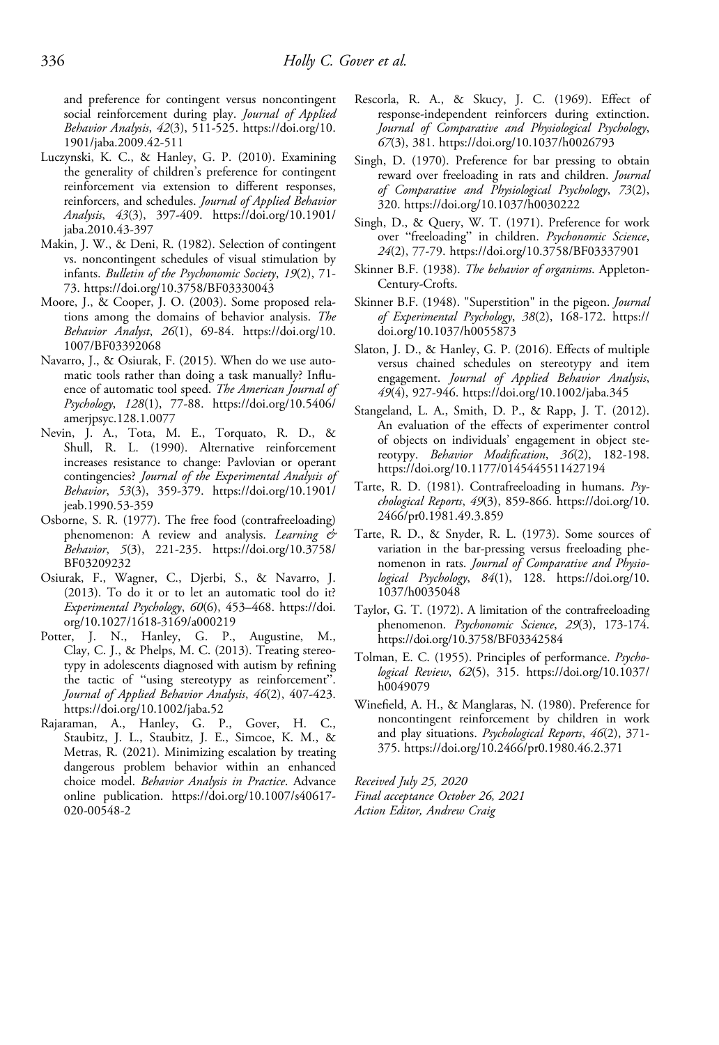and preference for contingent versus noncontingent social reinforcement during play. *Journal of Applied Behavior Analysis*, *42*(3), 511-525. https://doi.org/10.1901/jaba.2009.42-511

Luczynski, K. C., & Hanley, G. P. (2010). Examining the generality of children's preference for contingent reinforcement via extension to different responses, reinforcers, and schedules. *Journal of Applied Behavior Analysis*, *43*(3), 397-409. https://doi.org/10.1901/jaba.2010.43-397

Makin, J. W., & Deni, R. (1982). Selection of contingent vs. noncontingent schedules of visual stimulation by infants. *Bulletin of the Psychonomic Society*, *19*(2), 71-73. https://doi.org/10.3758/BF03330043

Moore, J., & Cooper, J. O. (2003). Some proposed relations among the domains of behavior analysis. *The Behavior Analyst*, *26*(1), 69-84. https://doi.org/10.1007/BF03392068

Navarro, J., & Osiurak, F. (2015). When do we use automatic tools rather than doing a task manually? Influence of automatic tool speed. *The American Journal of Psychology*, *128*(1), 77-88. https://doi.org/10.5406/amerjpsyc.128.1.0077

Nevin, J. A., Tota, M. E., Torquato, R. D., & Shull, R. L. (1990). Alternative reinforcement increases resistance to change: Pavlovian or operant contingencies? *Journal of the Experimental Analysis of Behavior*, *53*(3), 359-379. https://doi.org/10.1901/jeab.1990.53-359

Osborne, S. R. (1977). The free food (contrafreeloading) phenomenon: A review and analysis. *Learning & Behavior*, *5*(3), 221-235. https://doi.org/10.3758/BF03209232

Osiurak, F., Wagner, C., Djerbi, S., & Navarro, J. (2013). To do it or to let an automatic tool do it? *Experimental Psychology*, *60*(6), 453–468. https://doi.org/10.1027/1618-3169/a000219

Potter, J. N., Hanley, G. P., Augustine, M., Clay, C. J., & Phelps, M. C. (2013). Treating stereotypy in adolescents diagnosed with autism by refining the tactic of "using stereotypy as reinforcement". *Journal of Applied Behavior Analysis*, *46*(2), 407-423. https://doi.org/10.1002/jaba.52

Rajaraman, A., Hanley, G. P., Gover, H. C., Staubitz, J. L., Staubitz, J. E., Simcoe, K. M., & Metras, R. (2021). Minimizing escalation by treating dangerous problem behavior within an enhanced choice model. *Behavior Analysis in Practice*. Advance online publication. https://doi.org/10.1007/s40617-020-00548-2

Rescorla, R. A., & Skucy, J. C. (1969). Effect of response-independent reinforcers during extinction. *Journal of Comparative and Physiological Psychology*, *67*(3), 381. https://doi.org/10.1037/h0026793

Singh, D. (1970). Preference for bar pressing to obtain reward over freeloading in rats and children. *Journal of Comparative and Physiological Psychology*, *73*(2), 320. https://doi.org/10.1037/h0030222

Singh, D., & Query, W. T. (1971). Preference for work over "freeloading" in children. *Psychonomic Science*, *24*(2), 77-79. https://doi.org/10.3758/BF03337901

Skinner B.F. (1938). *The behavior of organisms*. Appleton-Century-Crofts.

Skinner B.F. (1948). "Superstition" in the pigeon. *Journal of Experimental Psychology*, *38*(2), 168-172. https://doi.org/10.1037/h0055873

Slaton, J. D., & Hanley, G. P. (2016). Effects of multiple versus chained schedules on stereotypy and item engagement. *Journal of Applied Behavior Analysis*, *49*(4), 927-946. https://doi.org/10.1002/jaba.345

Stangeland, L. A., Smith, D. P., & Rapp, J. T. (2012). An evaluation of the effects of experimenter control of objects on individuals' engagement in object stereotypy. *Behavior Modification*, *36*(2), 182-198. https://doi.org/10.1177/0145445511427194

Tarte, R. D. (1981). Contrafreeloading in humans. *Psychological Reports*, *49*(3), 859-866. https://doi.org/10.2466/pr0.1981.49.3.859

Tarte, R. D., & Snyder, R. L. (1973). Some sources of variation in the bar-pressing versus freeloading phenomenon in rats. *Journal of Comparative and Physiological Psychology*, *84*(1), 128. https://doi.org/10.1037/h0035048

Taylor, G. T. (1972). A limitation of the contrafreeloading phenomenon. *Psychonomic Science*, *29*(3), 173-174. https://doi.org/10.3758/BF03342584

Tolman, E. C. (1955). Principles of performance. *Psychological Review*, *62*(5), 315. https://doi.org/10.1037/h0049079

Winefield, A. H., & Manglaras, N. (1980). Preference for noncontingent reinforcement by children in work and play situations. *Psychological Reports*, *46*(2), 371-375. https://doi.org/10.2466/pr0.1980.46.2.371

*Received July 25, 2020*
*Final acceptance October 26, 2021*
*Action Editor, Andrew Craig*